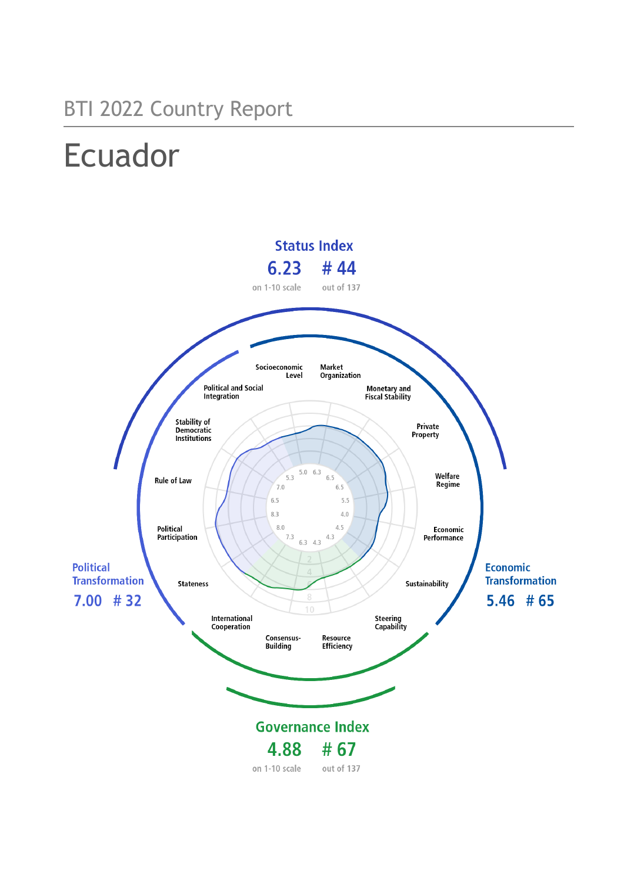BTI 2022 Country Report

# Ecuador

## Status Index

**6.23** on 1-10 scale

**# 44** out of 137

## Political Transformation

**7.00 # 32**

## Economic Transformation

**5.46 # 65**

## Governance Index

**4.88** on 1-10 scale

**# 67** out of 137

| Criterion | Score |
| --- | --- |
| Socioeconomic Level | 5.0 |
| Market Organization | 6.3 |
| Monetary and Fiscal Stability | 6.5 |
| Private Property | 6.5 |
| Welfare Regime | 5.5 |
| Economic Performance | 4.0 |
| Sustainability | 4.5 |
| Steering Capability | 4.3 |
| Resource Efficiency | 4.3 |
| Consensus-Building | 6.3 |
| International Cooperation | 7.3 |
| Stateness | 8.0 |
| Political Participation | 8.3 |
| Rule of Law | 6.5 |
| Stability of Democratic Institutions | 7.0 |
| Political and Social Integration | 5.3 |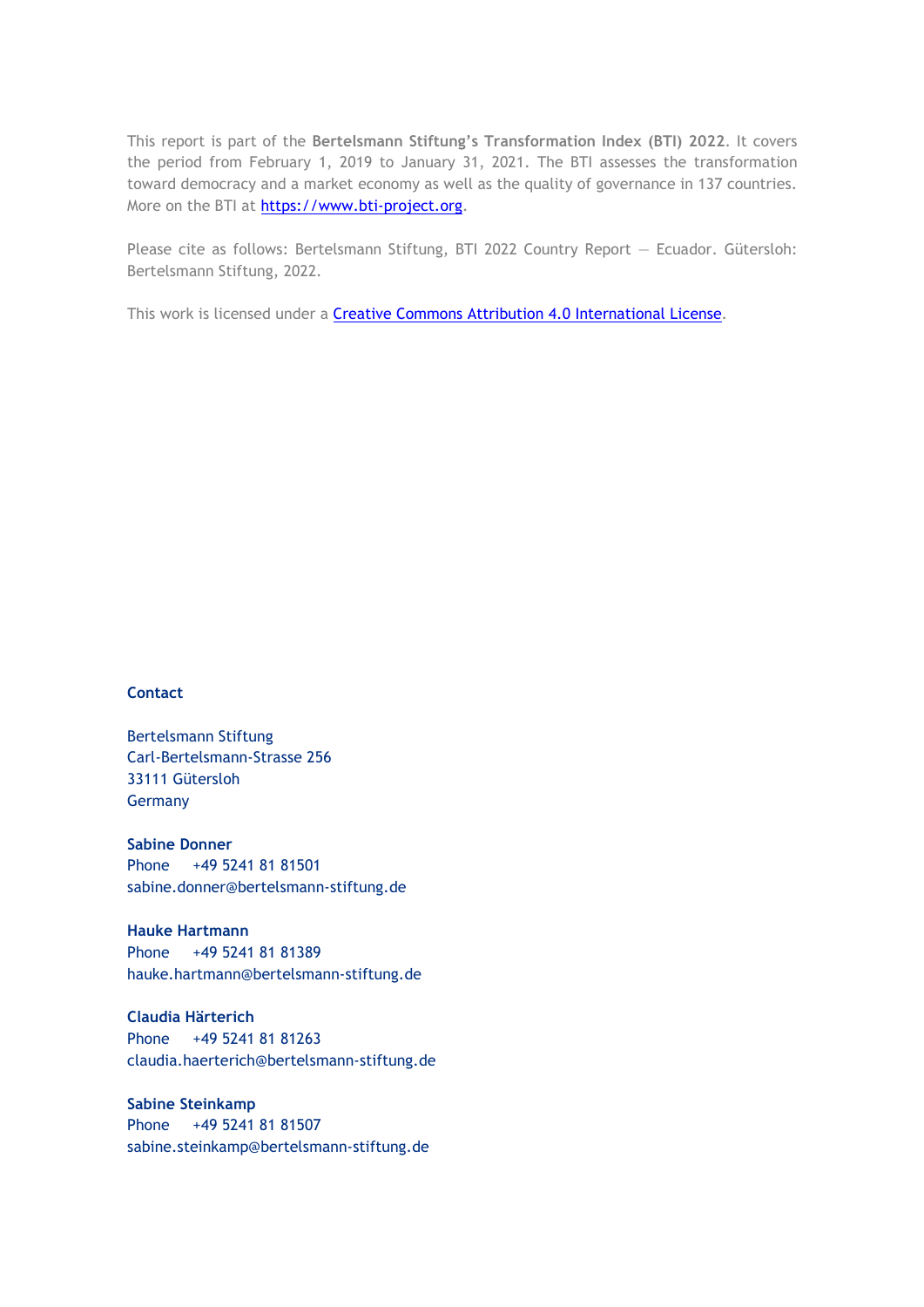This report is part of the **Bertelsmann Stiftung's Transformation Index (BTI) 2022**. It covers the period from February 1, 2019 to January 31, 2021. The BTI assesses the transformation toward democracy and a market economy as well as the quality of governance in 137 countries. More on the BTI at [https://www.bti-project.org](https://www.bti-project.org).

Please cite as follows: Bertelsmann Stiftung, BTI 2022 Country Report — Ecuador. Gütersloh: Bertelsmann Stiftung, 2022.

This work is licensed under a [Creative Commons Attribution 4.0 International License](https://creativecommons.org/licenses/by/4.0/).

**Contact**

Bertelsmann Stiftung
Carl-Bertelsmann-Strasse 256
33111 Gütersloh
Germany

**Sabine Donner**
Phone +49 5241 81 81501
sabine.donner@bertelsmann-stiftung.de

**Hauke Hartmann**
Phone +49 5241 81 81389
hauke.hartmann@bertelsmann-stiftung.de

**Claudia Härterich**
Phone +49 5241 81 81263
claudia.haerterich@bertelsmann-stiftung.de

**Sabine Steinkamp**
Phone +49 5241 81 81507
sabine.steinkamp@bertelsmann-stiftung.de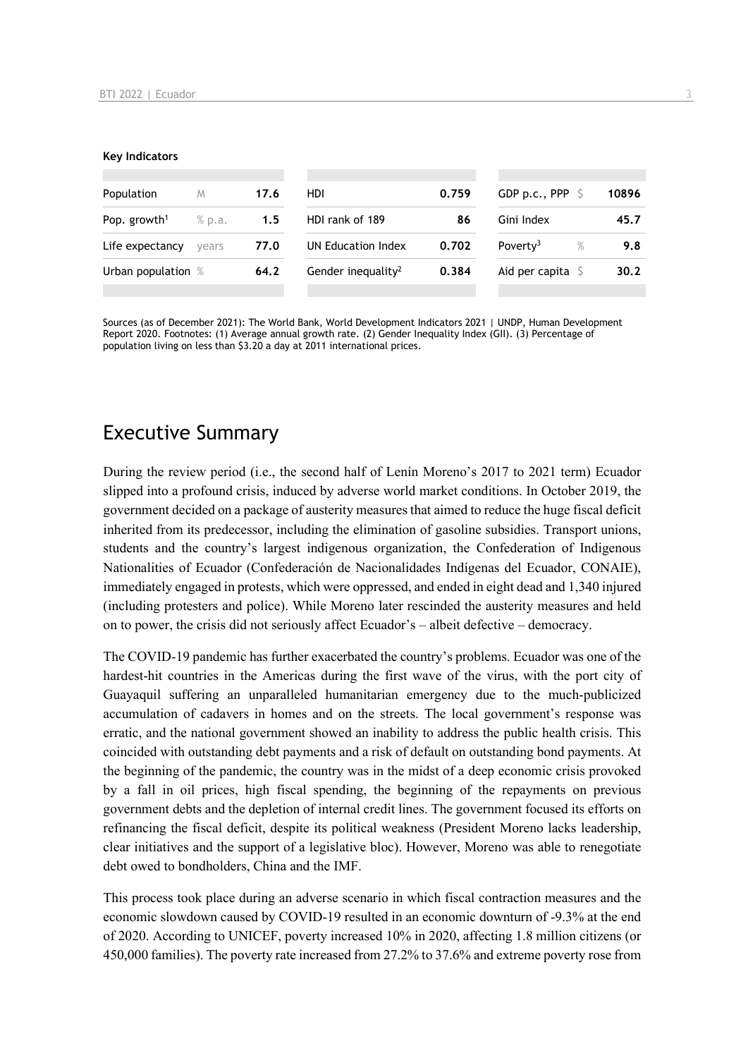**Key Indicators**

| Population | M | 17.6 | HDI | 0.759 | GDP p.c., PPP | $ | 10896 |
|---|---|---|---|---|---|---|---|
| Pop. growth[1] | % p.a. | 1.5 | HDI rank of 189 | 86 | Gini Index | | 45.7 |
| Life expectancy | years | 77.0 | UN Education Index | 0.702 | Poverty[3] | % | 9.8 |
| Urban population | % | 64.2 | Gender inequality[2] | 0.384 | Aid per capita | $ | 30.2 |

Sources (as of December 2021): The World Bank, World Development Indicators 2021 | UNDP, Human Development Report 2020. Footnotes: (1) Average annual growth rate. (2) Gender Inequality Index (GII). (3) Percentage of population living on less than $3.20 a day at 2011 international prices.

# Executive Summary

During the review period (i.e., the second half of Lenín Moreno's 2017 to 2021 term) Ecuador slipped into a profound crisis, induced by adverse world market conditions. In October 2019, the government decided on a package of austerity measures that aimed to reduce the huge fiscal deficit inherited from its predecessor, including the elimination of gasoline subsidies. Transport unions, students and the country's largest indigenous organization, the Confederation of Indigenous Nationalities of Ecuador (Confederación de Nacionalidades Indígenas del Ecuador, CONAIE), immediately engaged in protests, which were oppressed, and ended in eight dead and 1,340 injured (including protesters and police). While Moreno later rescinded the austerity measures and held on to power, the crisis did not seriously affect Ecuador's – albeit defective – democracy.

The COVID-19 pandemic has further exacerbated the country's problems. Ecuador was one of the hardest-hit countries in the Americas during the first wave of the virus, with the port city of Guayaquil suffering an unparalleled humanitarian emergency due to the much-publicized accumulation of cadavers in homes and on the streets. The local government's response was erratic, and the national government showed an inability to address the public health crisis. This coincided with outstanding debt payments and a risk of default on outstanding bond payments. At the beginning of the pandemic, the country was in the midst of a deep economic crisis provoked by a fall in oil prices, high fiscal spending, the beginning of the repayments on previous government debts and the depletion of internal credit lines. The government focused its efforts on refinancing the fiscal deficit, despite its political weakness (President Moreno lacks leadership, clear initiatives and the support of a legislative bloc). However, Moreno was able to renegotiate debt owed to bondholders, China and the IMF.

This process took place during an adverse scenario in which fiscal contraction measures and the economic slowdown caused by COVID-19 resulted in an economic downturn of -9.3% at the end of 2020. According to UNICEF, poverty increased 10% in 2020, affecting 1.8 million citizens (or 450,000 families). The poverty rate increased from 27.2% to 37.6% and extreme poverty rose from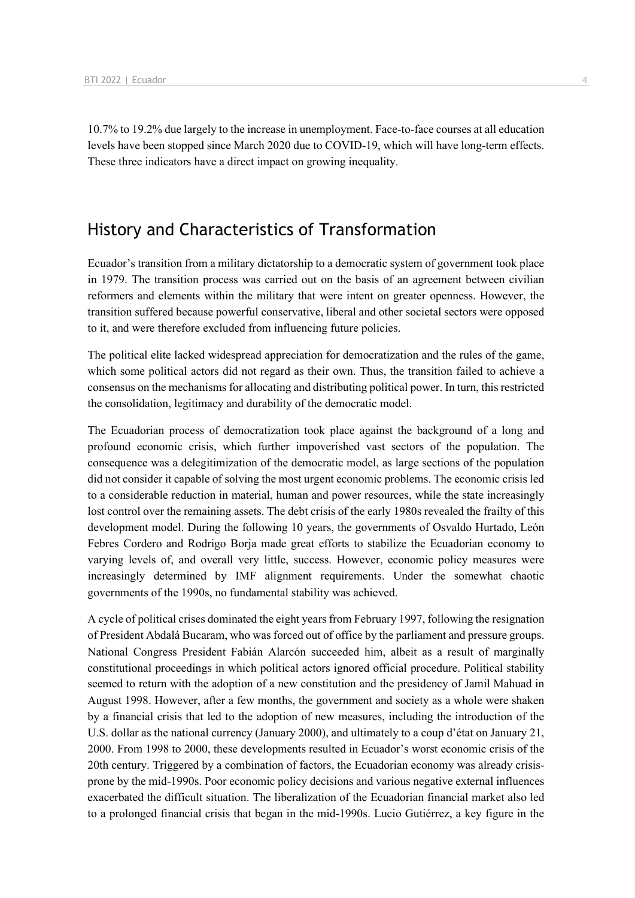10.7% to 19.2% due largely to the increase in unemployment. Face-to-face courses at all education levels have been stopped since March 2020 due to COVID-19, which will have long-term effects. These three indicators have a direct impact on growing inequality.

## History and Characteristics of Transformation

Ecuador's transition from a military dictatorship to a democratic system of government took place in 1979. The transition process was carried out on the basis of an agreement between civilian reformers and elements within the military that were intent on greater openness. However, the transition suffered because powerful conservative, liberal and other societal sectors were opposed to it, and were therefore excluded from influencing future policies.

The political elite lacked widespread appreciation for democratization and the rules of the game, which some political actors did not regard as their own. Thus, the transition failed to achieve a consensus on the mechanisms for allocating and distributing political power. In turn, this restricted the consolidation, legitimacy and durability of the democratic model.

The Ecuadorian process of democratization took place against the background of a long and profound economic crisis, which further impoverished vast sectors of the population. The consequence was a delegitimization of the democratic model, as large sections of the population did not consider it capable of solving the most urgent economic problems. The economic crisis led to a considerable reduction in material, human and power resources, while the state increasingly lost control over the remaining assets. The debt crisis of the early 1980s revealed the frailty of this development model. During the following 10 years, the governments of Osvaldo Hurtado, León Febres Cordero and Rodrigo Borja made great efforts to stabilize the Ecuadorian economy to varying levels of, and overall very little, success. However, economic policy measures were increasingly determined by IMF alignment requirements. Under the somewhat chaotic governments of the 1990s, no fundamental stability was achieved.

A cycle of political crises dominated the eight years from February 1997, following the resignation of President Abdalá Bucaram, who was forced out of office by the parliament and pressure groups. National Congress President Fabián Alarcón succeeded him, albeit as a result of marginally constitutional proceedings in which political actors ignored official procedure. Political stability seemed to return with the adoption of a new constitution and the presidency of Jamil Mahuad in August 1998. However, after a few months, the government and society as a whole were shaken by a financial crisis that led to the adoption of new measures, including the introduction of the U.S. dollar as the national currency (January 2000), and ultimately to a coup d'état on January 21, 2000. From 1998 to 2000, these developments resulted in Ecuador's worst economic crisis of the 20th century. Triggered by a combination of factors, the Ecuadorian economy was already crisis-prone by the mid-1990s. Poor economic policy decisions and various negative external influences exacerbated the difficult situation. The liberalization of the Ecuadorian financial market also led to a prolonged financial crisis that began in the mid-1990s. Lucio Gutiérrez, a key figure in the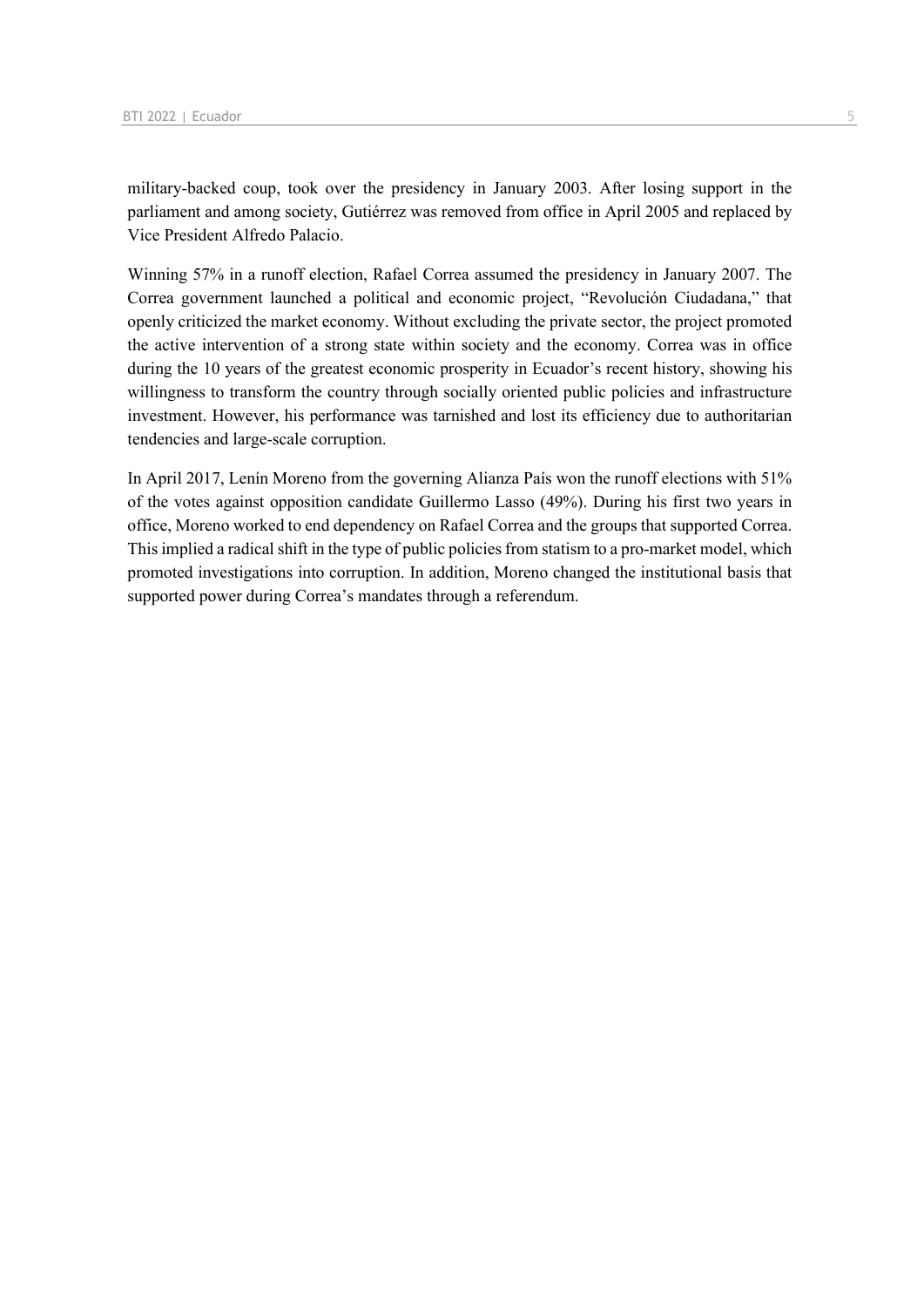military-backed coup, took over the presidency in January 2003. After losing support in the parliament and among society, Gutiérrez was removed from office in April 2005 and replaced by Vice President Alfredo Palacio.

Winning 57% in a runoff election, Rafael Correa assumed the presidency in January 2007. The Correa government launched a political and economic project, "Revolución Ciudadana," that openly criticized the market economy. Without excluding the private sector, the project promoted the active intervention of a strong state within society and the economy. Correa was in office during the 10 years of the greatest economic prosperity in Ecuador's recent history, showing his willingness to transform the country through socially oriented public policies and infrastructure investment. However, his performance was tarnished and lost its efficiency due to authoritarian tendencies and large-scale corruption.

In April 2017, Lenín Moreno from the governing Alianza País won the runoff elections with 51% of the votes against opposition candidate Guillermo Lasso (49%). During his first two years in office, Moreno worked to end dependency on Rafael Correa and the groups that supported Correa. This implied a radical shift in the type of public policies from statism to a pro-market model, which promoted investigations into corruption. In addition, Moreno changed the institutional basis that supported power during Correa's mandates through a referendum.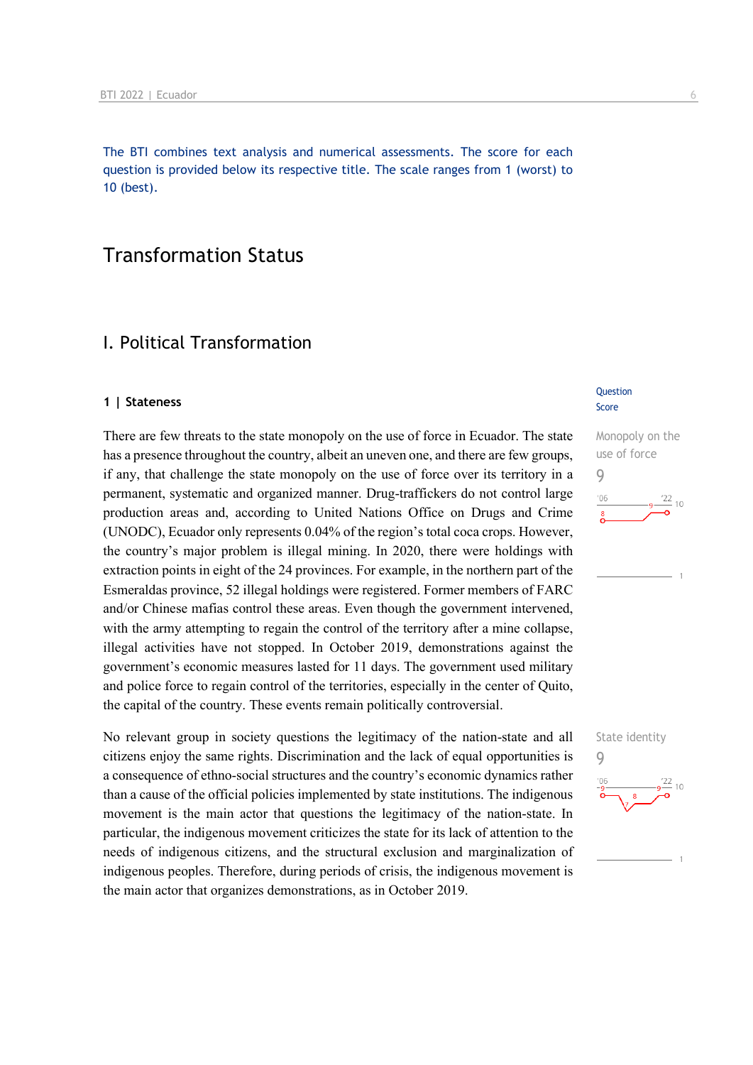The BTI combines text analysis and numerical assessments. The score for each question is provided below its respective title. The scale ranges from 1 (worst) to 10 (best).

# Transformation Status

## I. Political Transformation

### 1 | Stateness

Question Score

**Monopoly on the use of force**
9

There are few threats to the state monopoly on the use of force in Ecuador. The state has a presence throughout the country, albeit an uneven one, and there are few groups, if any, that challenge the state monopoly on the use of force over its territory in a permanent, systematic and organized manner. Drug-traffickers do not control large production areas and, according to United Nations Office on Drugs and Crime (UNODC), Ecuador only represents 0.04% of the region's total coca crops. However, the country's major problem is illegal mining. In 2020, there were holdings with extraction points in eight of the 24 provinces. For example, in the northern part of the Esmeraldas province, 52 illegal holdings were registered. Former members of FARC and/or Chinese mafias control these areas. Even though the government intervened, with the army attempting to regain the control of the territory after a mine collapse, illegal activities have not stopped. In October 2019, demonstrations against the government's economic measures lasted for 11 days. The government used military and police force to regain control of the territories, especially in the center of Quito, the capital of the country. These events remain politically controversial.

**State identity**
9

No relevant group in society questions the legitimacy of the nation-state and all citizens enjoy the same rights. Discrimination and the lack of equal opportunities is a consequence of ethno-social structures and the country's economic dynamics rather than a cause of the official policies implemented by state institutions. The indigenous movement is the main actor that questions the legitimacy of the nation-state. In particular, the indigenous movement criticizes the state for its lack of attention to the needs of indigenous citizens, and the structural exclusion and marginalization of indigenous peoples. Therefore, during periods of crisis, the indigenous movement is the main actor that organizes demonstrations, as in October 2019.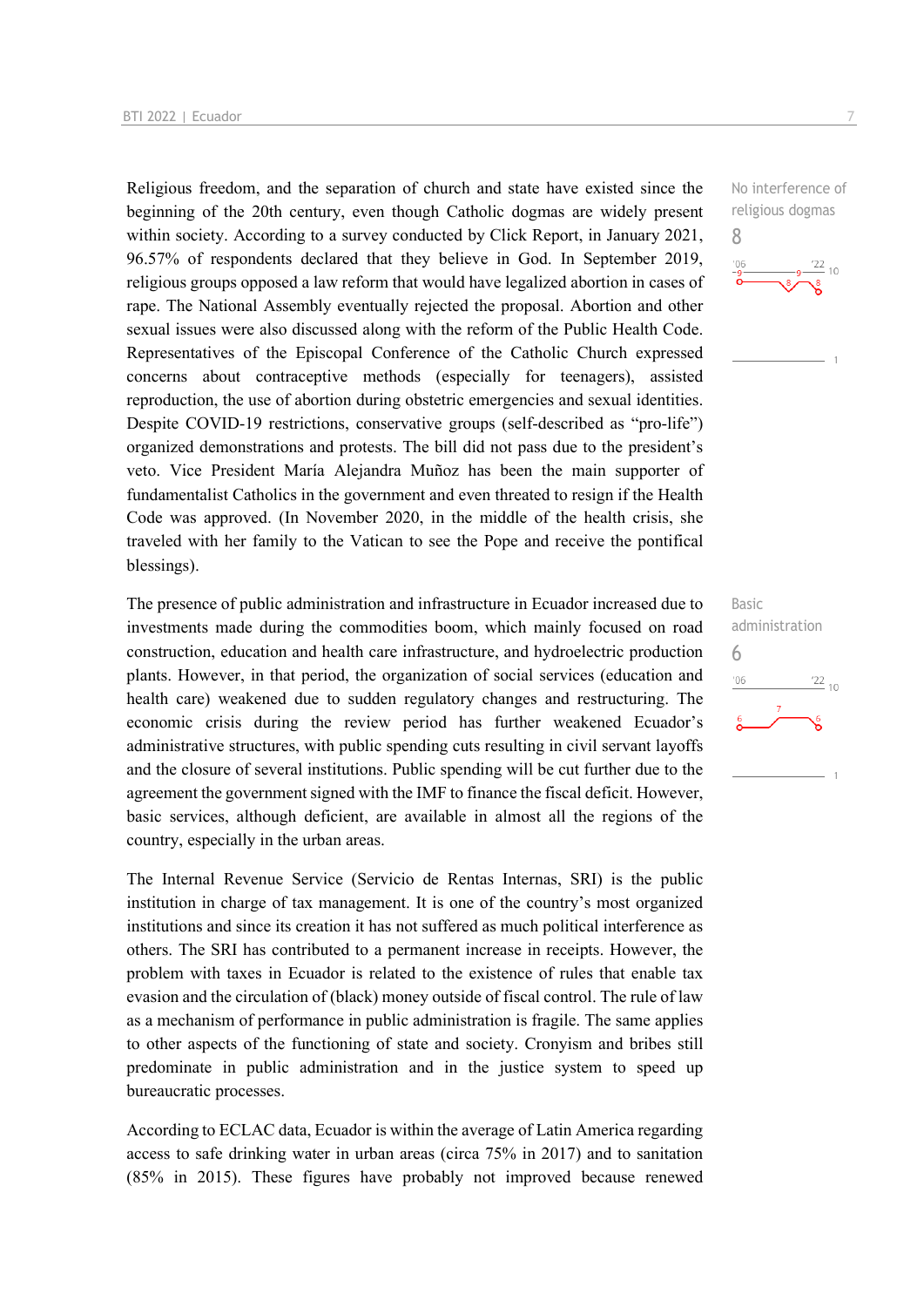Religious freedom, and the separation of church and state have existed since the beginning of the 20th century, even though Catholic dogmas are widely present within society. According to a survey conducted by Click Report, in January 2021, 96.57% of respondents declared that they believe in God. In September 2019, religious groups opposed a law reform that would have legalized abortion in cases of rape. The National Assembly eventually rejected the proposal. Abortion and other sexual issues were also discussed along with the reform of the Public Health Code. Representatives of the Episcopal Conference of the Catholic Church expressed concerns about contraceptive methods (especially for teenagers), assisted reproduction, the use of abortion during obstetric emergencies and sexual identities. Despite COVID-19 restrictions, conservative groups (self-described as "pro-life") organized demonstrations and protests. The bill did not pass due to the president's veto. Vice President María Alejandra Muñoz has been the main supporter of fundamentalist Catholics in the government and even threatened to resign if the Health Code was approved. (In November 2020, in the middle of the health crisis, she traveled with her family to the Vatican to see the Pope and receive the pontifical blessings).

No interference of religious dogmas
8

The presence of public administration and infrastructure in Ecuador increased due to investments made during the commodities boom, which mainly focused on road construction, education and health care infrastructure, and hydroelectric production plants. However, in that period, the organization of social services (education and health care) weakened due to sudden regulatory changes and restructuring. The economic crisis during the review period has further weakened Ecuador's administrative structures, with public spending cuts resulting in civil servant layoffs and the closure of several institutions. Public spending will be cut further due to the agreement the government signed with the IMF to finance the fiscal deficit. However, basic services, although deficient, are available in almost all the regions of the country, especially in the urban areas.

Basic administration
6

The Internal Revenue Service (Servicio de Rentas Internas, SRI) is the public institution in charge of tax management. It is one of the country's most organized institutions and since its creation it has not suffered as much political interference as others. The SRI has contributed to a permanent increase in receipts. However, the problem with taxes in Ecuador is related to the existence of rules that enable tax evasion and the circulation of (black) money outside of fiscal control. The rule of law as a mechanism of performance in public administration is fragile. The same applies to other aspects of the functioning of state and society. Cronyism and bribes still predominate in public administration and in the justice system to speed up bureaucratic processes.

According to ECLAC data, Ecuador is within the average of Latin America regarding access to safe drinking water in urban areas (circa 75% in 2017) and to sanitation (85% in 2015). These figures have probably not improved because renewed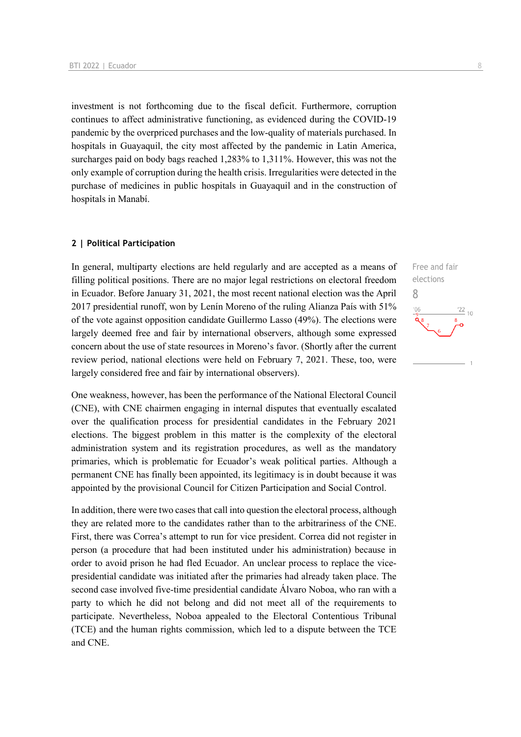investment is not forthcoming due to the fiscal deficit. Furthermore, corruption continues to affect administrative functioning, as evidenced during the COVID-19 pandemic by the overpriced purchases and the low-quality of materials purchased. In hospitals in Guayaquil, the city most affected by the pandemic in Latin America, surcharges paid on body bags reached 1,283% to 1,311%. However, this was not the only example of corruption during the health crisis. Irregularities were detected in the purchase of medicines in public hospitals in Guayaquil and in the construction of hospitals in Manabí.

## 2 | Political Participation

Free and fair elections
8

In general, multiparty elections are held regularly and are accepted as a means of filling political positions. There are no major legal restrictions on electoral freedom in Ecuador. Before January 31, 2021, the most recent national election was the April 2017 presidential runoff, won by Lenín Moreno of the ruling Alianza País with 51% of the vote against opposition candidate Guillermo Lasso (49%). The elections were largely deemed free and fair by international observers, although some expressed concern about the use of state resources in Moreno's favor. (Shortly after the current review period, national elections were held on February 7, 2021. These, too, were largely considered free and fair by international observers).

One weakness, however, has been the performance of the National Electoral Council (CNE), with CNE chairmen engaging in internal disputes that eventually escalated over the qualification process for presidential candidates in the February 2021 elections. The biggest problem in this matter is the complexity of the electoral administration system and its registration procedures, as well as the mandatory primaries, which is problematic for Ecuador's weak political parties. Although a permanent CNE has finally been appointed, its legitimacy is in doubt because it was appointed by the provisional Council for Citizen Participation and Social Control.

In addition, there were two cases that call into question the electoral process, although they are related more to the candidates rather than to the arbitrariness of the CNE. First, there was Correa's attempt to run for vice president. Correa did not register in person (a procedure that had been instituted under his administration) because in order to avoid prison he had fled Ecuador. An unclear process to replace the vice-presidential candidate was initiated after the primaries had already taken place. The second case involved five-time presidential candidate Álvaro Noboa, who ran with a party to which he did not belong and did not meet all of the requirements to participate. Nevertheless, Noboa appealed to the Electoral Contentious Tribunal (TCE) and the human rights commission, which led to a dispute between the TCE and CNE.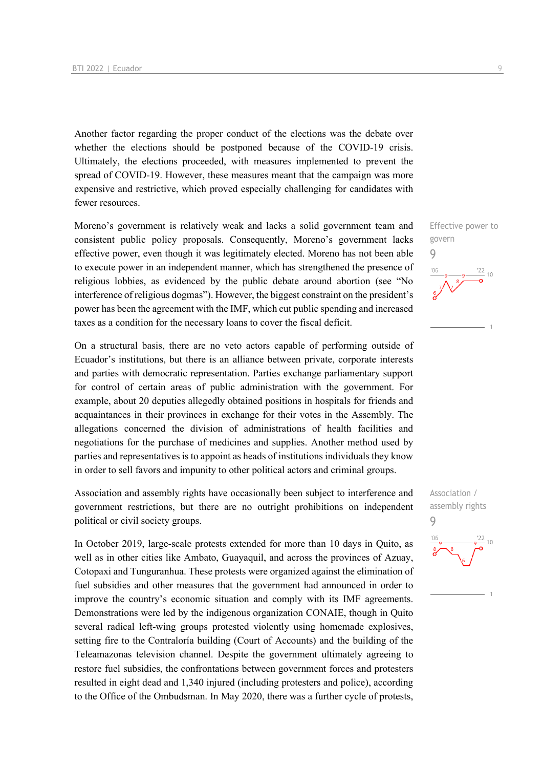Another factor regarding the proper conduct of the elections was the debate over whether the elections should be postponed because of the COVID-19 crisis. Ultimately, the elections proceeded, with measures implemented to prevent the spread of COVID-19. However, these measures meant that the campaign was more expensive and restrictive, which proved especially challenging for candidates with fewer resources.

Effective power to govern
9

Moreno's government is relatively weak and lacks a solid government team and consistent public policy proposals. Consequently, Moreno's government lacks effective power, even though it was legitimately elected. Moreno has not been able to execute power in an independent manner, which has strengthened the presence of religious lobbies, as evidenced by the public debate around abortion (see "No interference of religious dogmas"). However, the biggest constraint on the president's power has been the agreement with the IMF, which cut public spending and increased taxes as a condition for the necessary loans to cover the fiscal deficit.

On a structural basis, there are no veto actors capable of performing outside of Ecuador's institutions, but there is an alliance between private, corporate interests and parties with democratic representation. Parties exchange parliamentary support for control of certain areas of public administration with the government. For example, about 20 deputies allegedly obtained positions in hospitals for friends and acquaintances in their provinces in exchange for their votes in the Assembly. The allegations concerned the division of administrations of health facilities and negotiations for the purchase of medicines and supplies. Another method used by parties and representatives is to appoint as heads of institutions individuals they know in order to sell favors and impunity to other political actors and criminal groups.

Association / assembly rights
9

Association and assembly rights have occasionally been subject to interference and government restrictions, but there are no outright prohibitions on independent political or civil society groups.

In October 2019, large-scale protests extended for more than 10 days in Quito, as well as in other cities like Ambato, Guayaquil, and across the provinces of Azuay, Cotopaxi and Tunguranhua. These protests were organized against the elimination of fuel subsidies and other measures that the government had announced in order to improve the country's economic situation and comply with its IMF agreements. Demonstrations were led by the indigenous organization CONAIE, though in Quito several radical left-wing groups protested violently using homemade explosives, setting fire to the Contraloría building (Court of Accounts) and the building of the Teleamazonas television channel. Despite the government ultimately agreeing to restore fuel subsidies, the confrontations between government forces and protesters resulted in eight dead and 1,340 injured (including protesters and police), according to the Office of the Ombudsman. In May 2020, there was a further cycle of protests,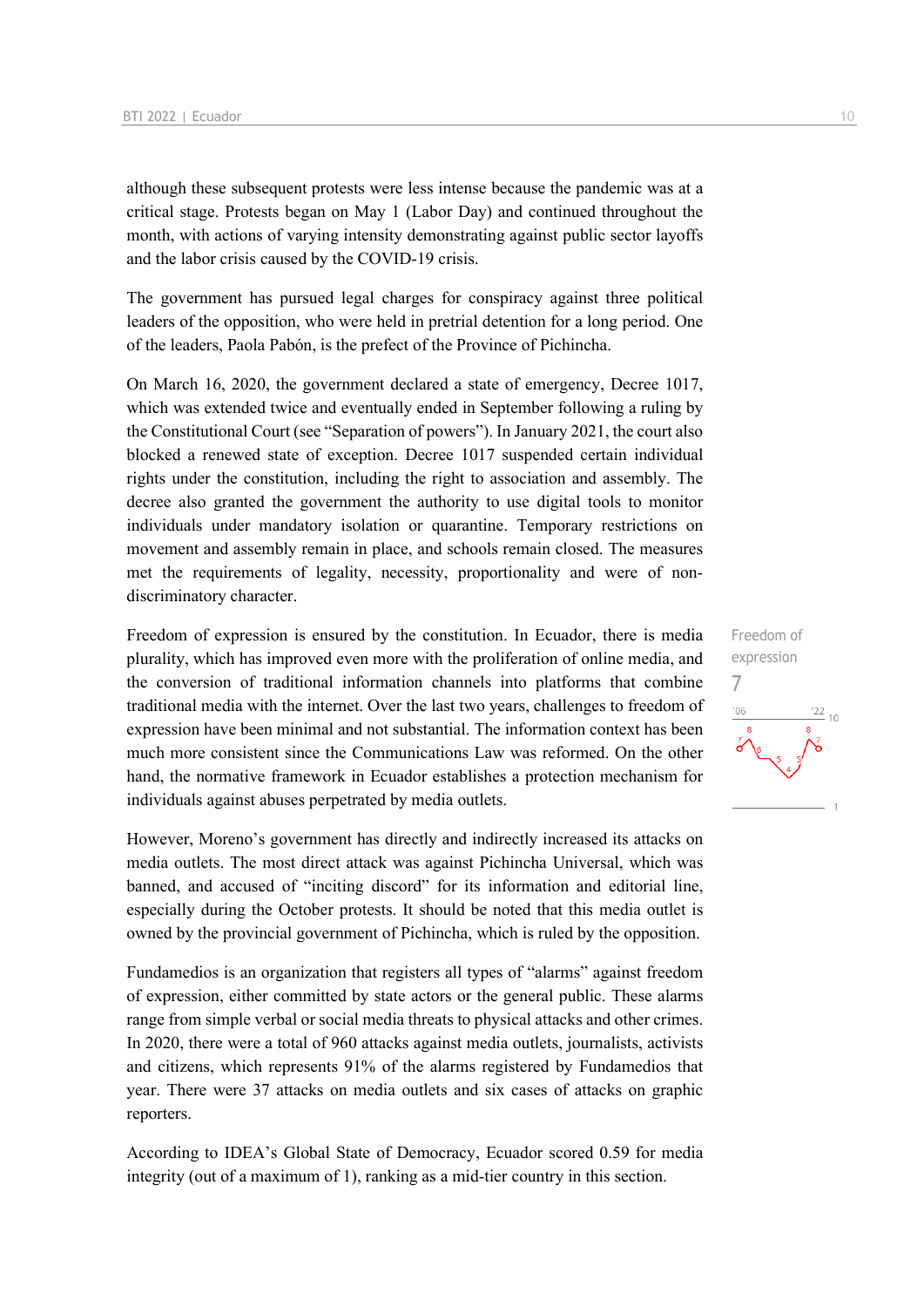although these subsequent protests were less intense because the pandemic was at a critical stage. Protests began on May 1 (Labor Day) and continued throughout the month, with actions of varying intensity demonstrating against public sector layoffs and the labor crisis caused by the COVID-19 crisis.

The government has pursued legal charges for conspiracy against three political leaders of the opposition, who were held in pretrial detention for a long period. One of the leaders, Paola Pabón, is the prefect of the Province of Pichincha.

On March 16, 2020, the government declared a state of emergency, Decree 1017, which was extended twice and eventually ended in September following a ruling by the Constitutional Court (see "Separation of powers"). In January 2021, the court also blocked a renewed state of exception. Decree 1017 suspended certain individual rights under the constitution, including the right to association and assembly. The decree also granted the government the authority to use digital tools to monitor individuals under mandatory isolation or quarantine. Temporary restrictions on movement and assembly remain in place, and schools remain closed. The measures met the requirements of legality, necessity, proportionality and were of non-discriminatory character.

Freedom of expression
7

Freedom of expression is ensured by the constitution. In Ecuador, there is media plurality, which has improved even more with the proliferation of online media, and the conversion of traditional information channels into platforms that combine traditional media with the internet. Over the last two years, challenges to freedom of expression have been minimal and not substantial. The information context has been much more consistent since the Communications Law was reformed. On the other hand, the normative framework in Ecuador establishes a protection mechanism for individuals against abuses perpetrated by media outlets.

However, Moreno's government has directly and indirectly increased its attacks on media outlets. The most direct attack was against Pichincha Universal, which was banned, and accused of "inciting discord" for its information and editorial line, especially during the October protests. It should be noted that this media outlet is owned by the provincial government of Pichincha, which is ruled by the opposition.

Fundamedios is an organization that registers all types of "alarms" against freedom of expression, either committed by state actors or the general public. These alarms range from simple verbal or social media threats to physical attacks and other crimes. In 2020, there were a total of 960 attacks against media outlets, journalists, activists and citizens, which represents 91% of the alarms registered by Fundamedios that year. There were 37 attacks on media outlets and six cases of attacks on graphic reporters.

According to IDEA's Global State of Democracy, Ecuador scored 0.59 for media integrity (out of a maximum of 1), ranking as a mid-tier country in this section.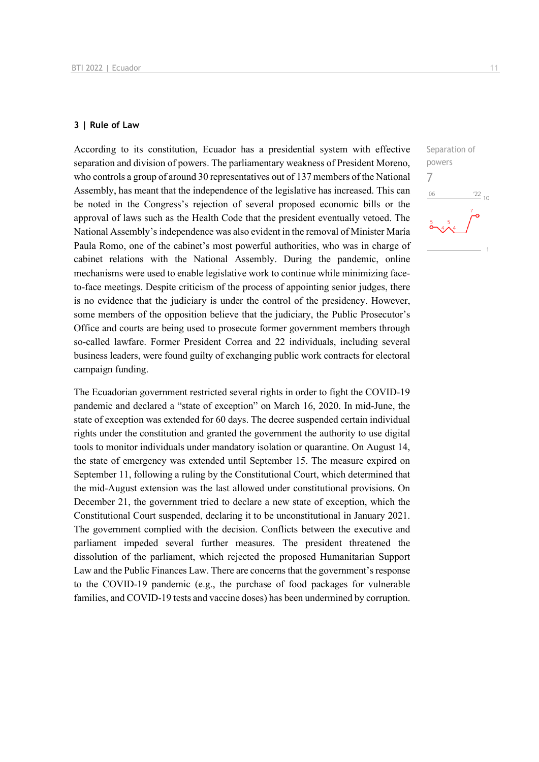## 3 | Rule of Law

Separation of powers
7

According to its constitution, Ecuador has a presidential system with effective separation and division of powers. The parliamentary weakness of President Moreno, who controls a group of around 30 representatives out of 137 members of the National Assembly, has meant that the independence of the legislative has increased. This can be noted in the Congress's rejection of several proposed economic bills or the approval of laws such as the Health Code that the president eventually vetoed. The National Assembly's independence was also evident in the removal of Minister María Paula Romo, one of the cabinet's most powerful authorities, who was in charge of cabinet relations with the National Assembly. During the pandemic, online mechanisms were used to enable legislative work to continue while minimizing face-to-face meetings. Despite criticism of the process of appointing senior judges, there is no evidence that the judiciary is under the control of the presidency. However, some members of the opposition believe that the judiciary, the Public Prosecutor's Office and courts are being used to prosecute former government members through so-called lawfare. Former President Correa and 22 individuals, including several business leaders, were found guilty of exchanging public work contracts for electoral campaign funding.

The Ecuadorian government restricted several rights in order to fight the COVID-19 pandemic and declared a "state of exception" on March 16, 2020. In mid-June, the state of exception was extended for 60 days. The decree suspended certain individual rights under the constitution and granted the government the authority to use digital tools to monitor individuals under mandatory isolation or quarantine. On August 14, the state of emergency was extended until September 15. The measure expired on September 11, following a ruling by the Constitutional Court, which determined that the mid-August extension was the last allowed under constitutional provisions. On December 21, the government tried to declare a new state of exception, which the Constitutional Court suspended, declaring it to be unconstitutional in January 2021. The government complied with the decision. Conflicts between the executive and parliament impeded several further measures. The president threatened the dissolution of the parliament, which rejected the proposed Humanitarian Support Law and the Public Finances Law. There are concerns that the government's response to the COVID-19 pandemic (e.g., the purchase of food packages for vulnerable families, and COVID-19 tests and vaccine doses) has been undermined by corruption.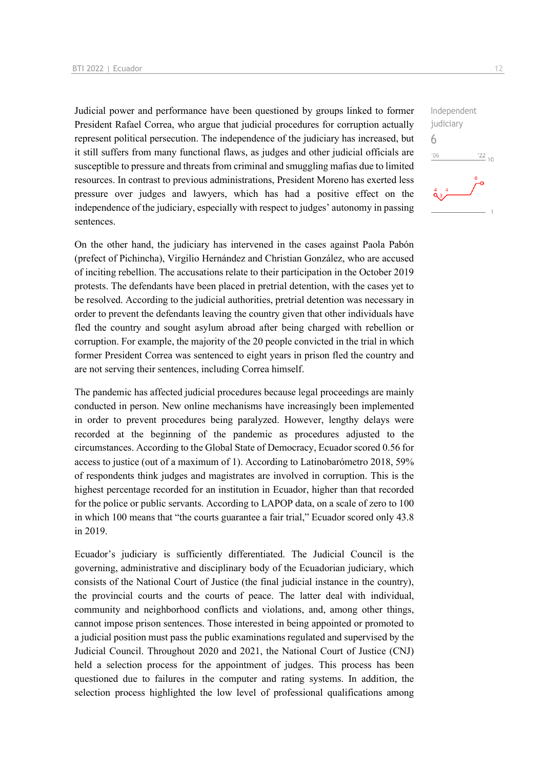Judicial power and performance have been questioned by groups linked to former President Rafael Correa, who argue that judicial procedures for corruption actually represent political persecution. The independence of the judiciary has increased, but it still suffers from many functional flaws, as judges and other judicial officials are susceptible to pressure and threats from criminal and smuggling mafias due to limited resources. In contrast to previous administrations, President Moreno has exerted less pressure over judges and lawyers, which has had a positive effect on the independence of the judiciary, especially with respect to judges' autonomy in passing sentences.

Independent judiciary
6

On the other hand, the judiciary has intervened in the cases against Paola Pabón (prefect of Pichincha), Virgilio Hernández and Christian González, who are accused of inciting rebellion. The accusations relate to their participation in the October 2019 protests. The defendants have been placed in pretrial detention, with the cases yet to be resolved. According to the judicial authorities, pretrial detention was necessary in order to prevent the defendants leaving the country given that other individuals have fled the country and sought asylum abroad after being charged with rebellion or corruption. For example, the majority of the 20 people convicted in the trial in which former President Correa was sentenced to eight years in prison fled the country and are not serving their sentences, including Correa himself.

The pandemic has affected judicial procedures because legal proceedings are mainly conducted in person. New online mechanisms have increasingly been implemented in order to prevent procedures being paralyzed. However, lengthy delays were recorded at the beginning of the pandemic as procedures adjusted to the circumstances. According to the Global State of Democracy, Ecuador scored 0.56 for access to justice (out of a maximum of 1). According to Latinobarómetro 2018, 59% of respondents think judges and magistrates are involved in corruption. This is the highest percentage recorded for an institution in Ecuador, higher than that recorded for the police or public servants. According to LAPOP data, on a scale of zero to 100 in which 100 means that "the courts guarantee a fair trial," Ecuador scored only 43.8 in 2019.

Ecuador's judiciary is sufficiently differentiated. The Judicial Council is the governing, administrative and disciplinary body of the Ecuadorian judiciary, which consists of the National Court of Justice (the final judicial instance in the country), the provincial courts and the courts of peace. The latter deal with individual, community and neighborhood conflicts and violations, and, among other things, cannot impose prison sentences. Those interested in being appointed or promoted to a judicial position must pass the public examinations regulated and supervised by the Judicial Council. Throughout 2020 and 2021, the National Court of Justice (CNJ) held a selection process for the appointment of judges. This process has been questioned due to failures in the computer and rating systems. In addition, the selection process highlighted the low level of professional qualifications among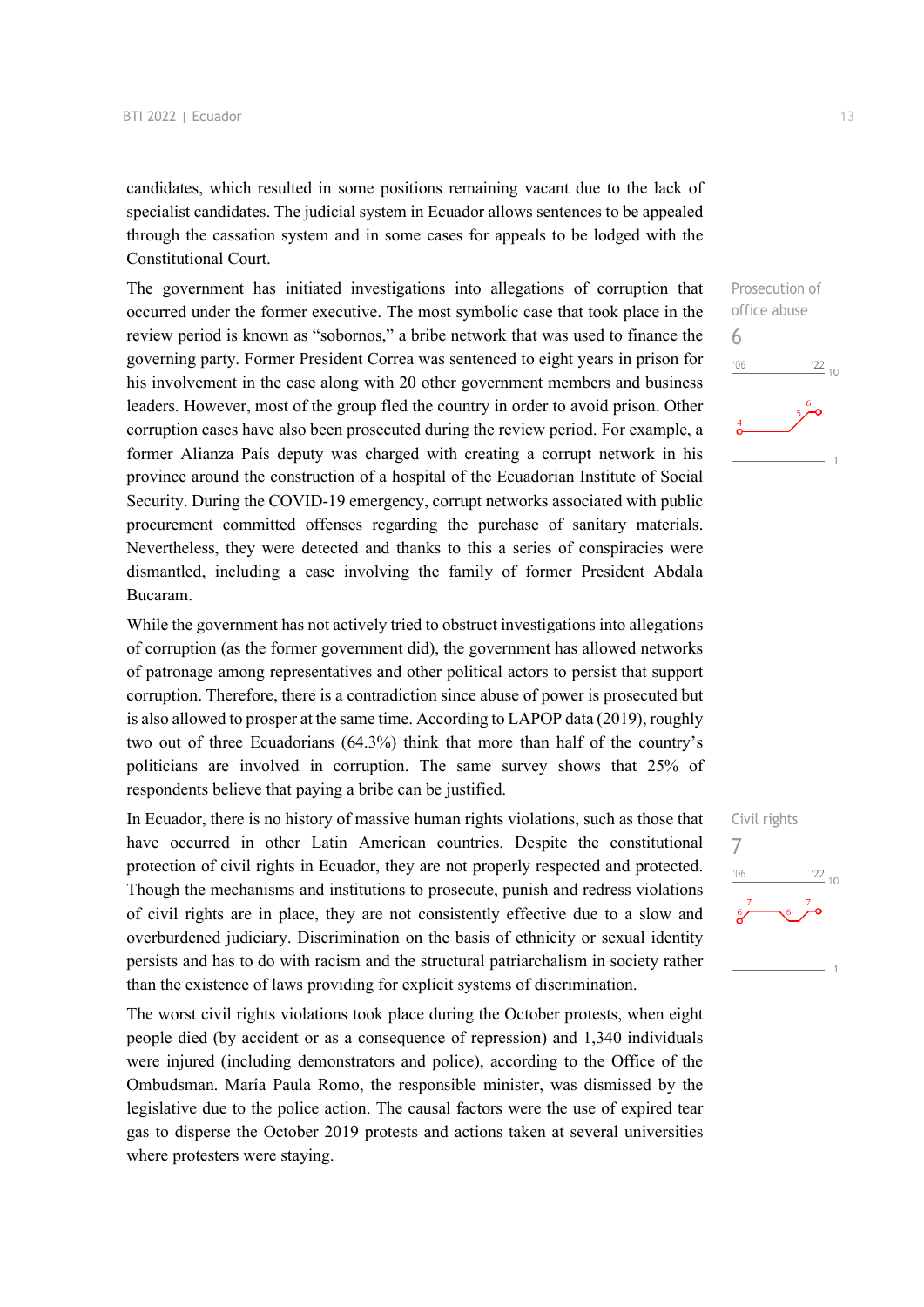candidates, which resulted in some positions remaining vacant due to the lack of specialist candidates. The judicial system in Ecuador allows sentences to be appealed through the cassation system and in some cases for appeals to be lodged with the Constitutional Court.

Prosecution of office abuse
6

The government has initiated investigations into allegations of corruption that occurred under the former executive. The most symbolic case that took place in the review period is known as "sobornos," a bribe network that was used to finance the governing party. Former President Correa was sentenced to eight years in prison for his involvement in the case along with 20 other government members and business leaders. However, most of the group fled the country in order to avoid prison. Other corruption cases have also been prosecuted during the review period. For example, a former Alianza País deputy was charged with creating a corrupt network in his province around the construction of a hospital of the Ecuadorian Institute of Social Security. During the COVID-19 emergency, corrupt networks associated with public procurement committed offenses regarding the purchase of sanitary materials. Nevertheless, they were detected and thanks to this a series of conspiracies were dismantled, including a case involving the family of former President Abdala Bucaram.

While the government has not actively tried to obstruct investigations into allegations of corruption (as the former government did), the government has allowed networks of patronage among representatives and other political actors to persist that support corruption. Therefore, there is a contradiction since abuse of power is prosecuted but is also allowed to prosper at the same time. According to LAPOP data (2019), roughly two out of three Ecuadorians (64.3%) think that more than half of the country's politicians are involved in corruption. The same survey shows that 25% of respondents believe that paying a bribe can be justified.

Civil rights
7

In Ecuador, there is no history of massive human rights violations, such as those that have occurred in other Latin American countries. Despite the constitutional protection of civil rights in Ecuador, they are not properly respected and protected. Though the mechanisms and institutions to prosecute, punish and redress violations of civil rights are in place, they are not consistently effective due to a slow and overburdened judiciary. Discrimination on the basis of ethnicity or sexual identity persists and has to do with racism and the structural patriarchalism in society rather than the existence of laws providing for explicit systems of discrimination.

The worst civil rights violations took place during the October protests, when eight people died (by accident or as a consequence of repression) and 1,340 individuals were injured (including demonstrators and police), according to the Office of the Ombudsman. María Paula Romo, the responsible minister, was dismissed by the legislative due to the police action. The causal factors were the use of expired tear gas to disperse the October 2019 protests and actions taken at several universities where protesters were staying.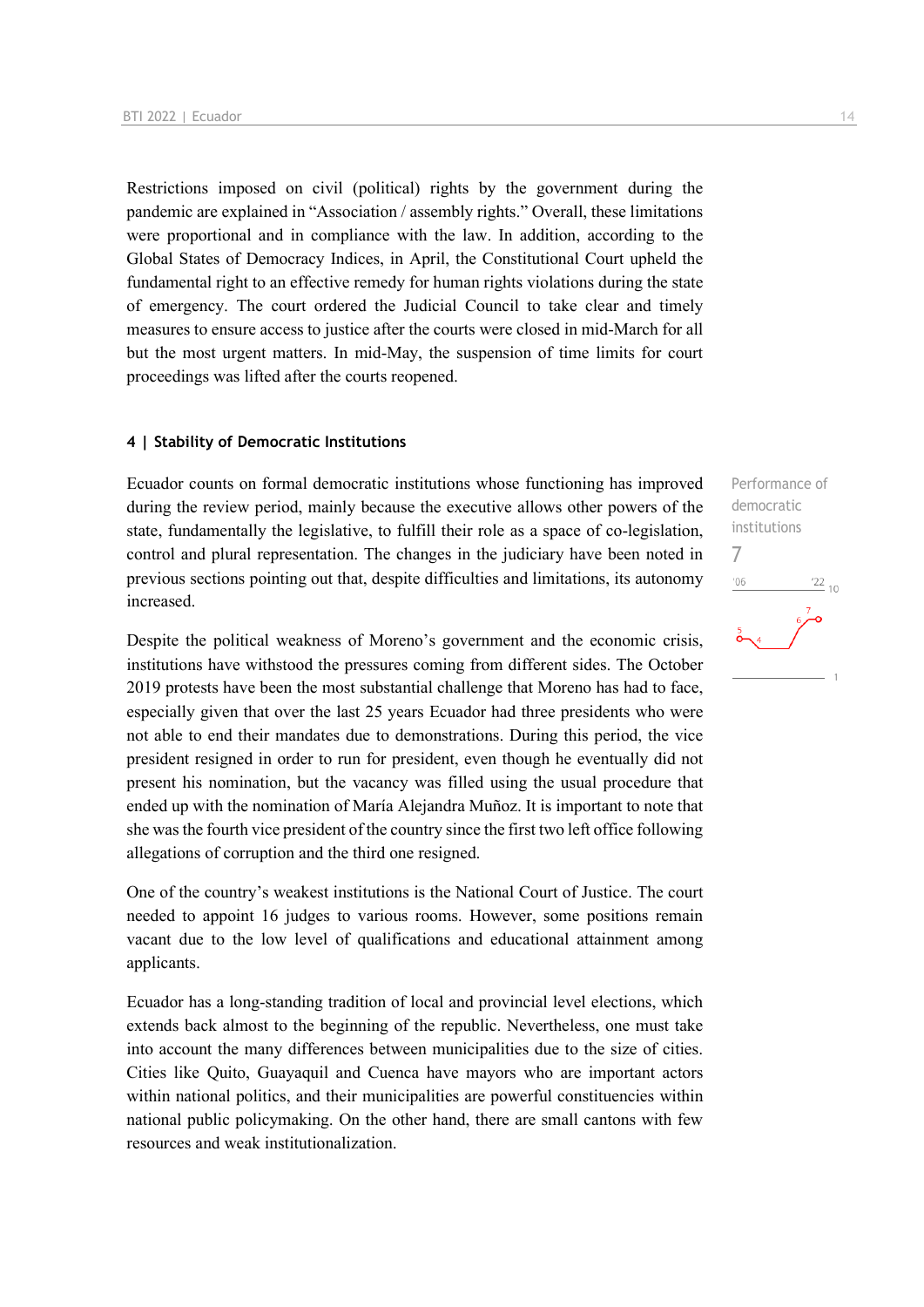Restrictions imposed on civil (political) rights by the government during the pandemic are explained in "Association / assembly rights." Overall, these limitations were proportional and in compliance with the law. In addition, according to the Global States of Democracy Indices, in April, the Constitutional Court upheld the fundamental right to an effective remedy for human rights violations during the state of emergency. The court ordered the Judicial Council to take clear and timely measures to ensure access to justice after the courts were closed in mid-March for all but the most urgent matters. In mid-May, the suspension of time limits for court proceedings was lifted after the courts reopened.

#### 4 | Stability of Democratic Institutions

Performance of democratic institutions
7

Ecuador counts on formal democratic institutions whose functioning has improved during the review period, mainly because the executive allows other powers of the state, fundamentally the legislative, to fulfill their role as a space of co-legislation, control and plural representation. The changes in the judiciary have been noted in previous sections pointing out that, despite difficulties and limitations, its autonomy increased.

Despite the political weakness of Moreno's government and the economic crisis, institutions have withstood the pressures coming from different sides. The October 2019 protests have been the most substantial challenge that Moreno has had to face, especially given that over the last 25 years Ecuador had three presidents who were not able to end their mandates due to demonstrations. During this period, the vice president resigned in order to run for president, even though he eventually did not present his nomination, but the vacancy was filled using the usual procedure that ended up with the nomination of María Alejandra Muñoz. It is important to note that she was the fourth vice president of the country since the first two left office following allegations of corruption and the third one resigned.

One of the country's weakest institutions is the National Court of Justice. The court needed to appoint 16 judges to various rooms. However, some positions remain vacant due to the low level of qualifications and educational attainment among applicants.

Ecuador has a long-standing tradition of local and provincial level elections, which extends back almost to the beginning of the republic. Nevertheless, one must take into account the many differences between municipalities due to the size of cities. Cities like Quito, Guayaquil and Cuenca have mayors who are important actors within national politics, and their municipalities are powerful constituencies within national public policymaking. On the other hand, there are small cantons with few resources and weak institutionalization.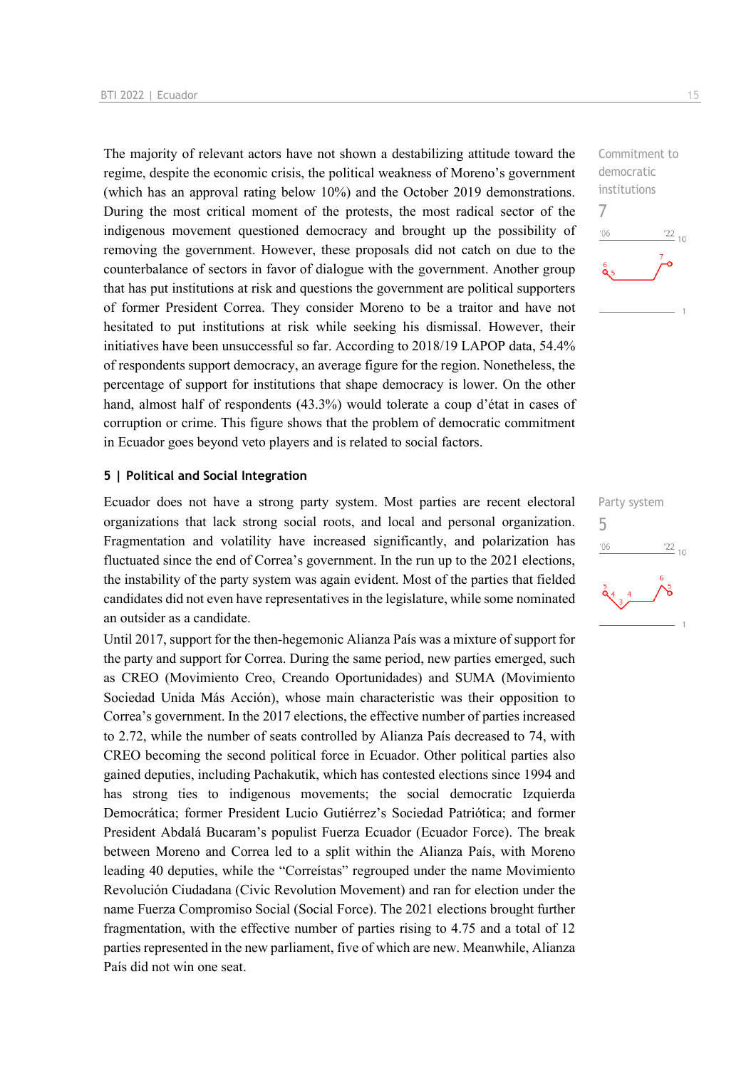The majority of relevant actors have not shown a destabilizing attitude toward the regime, despite the economic crisis, the political weakness of Moreno's government (which has an approval rating below 10%) and the October 2019 demonstrations. During the most critical moment of the protests, the most radical sector of the indigenous movement questioned democracy and brought up the possibility of removing the government. However, these proposals did not catch on due to the counterbalance of sectors in favor of dialogue with the government. Another group that has put institutions at risk and questions the government are political supporters of former President Correa. They consider Moreno to be a traitor and have not hesitated to put institutions at risk while seeking his dismissal. However, their initiatives have been unsuccessful so far. According to 2018/19 LAPOP data, 54.4% of respondents support democracy, an average figure for the region. Nonetheless, the percentage of support for institutions that shape democracy is lower. On the other hand, almost half of respondents (43.3%) would tolerate a coup d'état in cases of corruption or crime. This figure shows that the problem of democratic commitment in Ecuador goes beyond veto players and is related to social factors.

Commitment to democratic institutions

7

## 5 | Political and Social Integration

Ecuador does not have a strong party system. Most parties are recent electoral organizations that lack strong social roots, and local and personal organization. Fragmentation and volatility have increased significantly, and polarization has fluctuated since the end of Correa's government. In the run up to the 2021 elections, the instability of the party system was again evident. Most of the parties that fielded candidates did not even have representatives in the legislature, while some nominated an outsider as a candidate.

Party system

5

Until 2017, support for the then-hegemonic Alianza País was a mixture of support for the party and support for Correa. During the same period, new parties emerged, such as CREO (Movimiento Creo, Creando Oportunidades) and SUMA (Movimiento Sociedad Unida Más Acción), whose main characteristic was their opposition to Correa's government. In the 2017 elections, the effective number of parties increased to 2.72, while the number of seats controlled by Alianza País decreased to 74, with CREO becoming the second political force in Ecuador. Other political parties also gained deputies, including Pachakutik, which has contested elections since 1994 and has strong ties to indigenous movements; the social democratic Izquierda Democrática; former President Lucio Gutiérrez's Sociedad Patriótica; and former President Abdalá Bucaram's populist Fuerza Ecuador (Ecuador Force). The break between Moreno and Correa led to a split within the Alianza País, with Moreno leading 40 deputies, while the "Correístas" regrouped under the name Movimiento Revolución Ciudadana (Civic Revolution Movement) and ran for election under the name Fuerza Compromiso Social (Social Force). The 2021 elections brought further fragmentation, with the effective number of parties rising to 4.75 and a total of 12 parties represented in the new parliament, five of which are new. Meanwhile, Alianza País did not win one seat.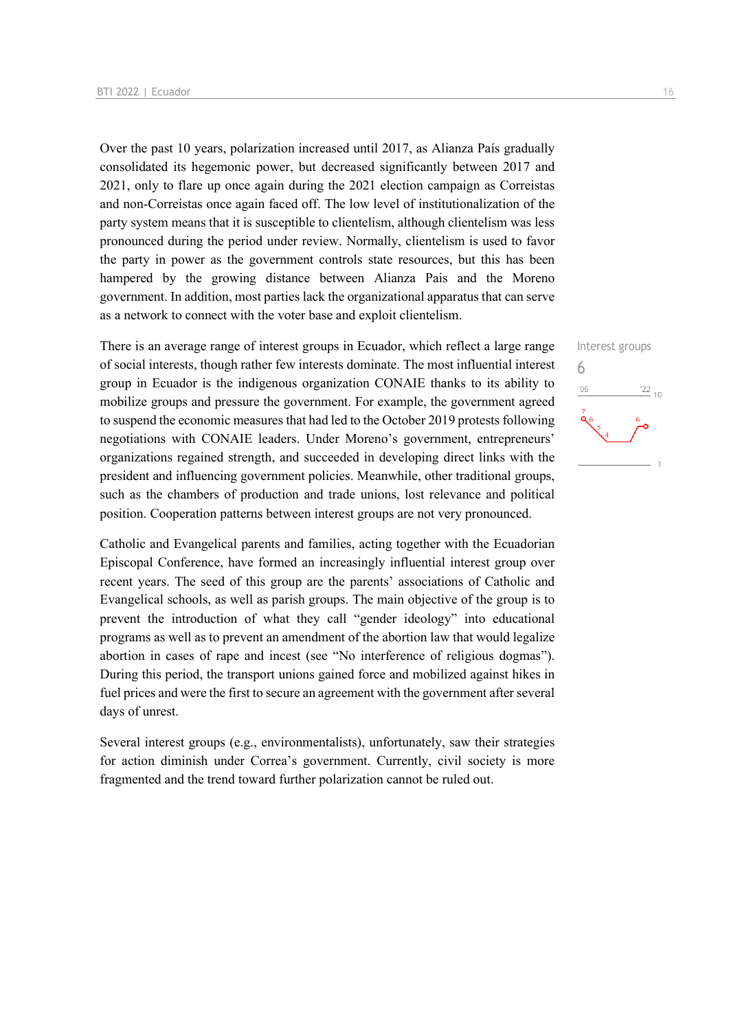Over the past 10 years, polarization increased until 2017, as Alianza País gradually consolidated its hegemonic power, but decreased significantly between 2017 and 2021, only to flare up once again during the 2021 election campaign as Correistas and non-Correistas once again faced off. The low level of institutionalization of the party system means that it is susceptible to clientelism, although clientelism was less pronounced during the period under review. Normally, clientelism is used to favor the party in power as the government controls state resources, but this has been hampered by the growing distance between Alianza Pais and the Moreno government. In addition, most parties lack the organizational apparatus that can serve as a network to connect with the voter base and exploit clientelism.

Interest groups
6

There is an average range of interest groups in Ecuador, which reflect a large range of social interests, though rather few interests dominate. The most influential interest group in Ecuador is the indigenous organization CONAIE thanks to its ability to mobilize groups and pressure the government. For example, the government agreed to suspend the economic measures that had led to the October 2019 protests following negotiations with CONAIE leaders. Under Moreno's government, entrepreneurs' organizations regained strength, and succeeded in developing direct links with the president and influencing government policies. Meanwhile, other traditional groups, such as the chambers of production and trade unions, lost relevance and political position. Cooperation patterns between interest groups are not very pronounced.

Catholic and Evangelical parents and families, acting together with the Ecuadorian Episcopal Conference, have formed an increasingly influential interest group over recent years. The seed of this group are the parents' associations of Catholic and Evangelical schools, as well as parish groups. The main objective of the group is to prevent the introduction of what they call "gender ideology" into educational programs as well as to prevent an amendment of the abortion law that would legalize abortion in cases of rape and incest (see "No interference of religious dogmas"). During this period, the transport unions gained force and mobilized against hikes in fuel prices and were the first to secure an agreement with the government after several days of unrest.

Several interest groups (e.g., environmentalists), unfortunately, saw their strategies for action diminish under Correa's government. Currently, civil society is more fragmented and the trend toward further polarization cannot be ruled out.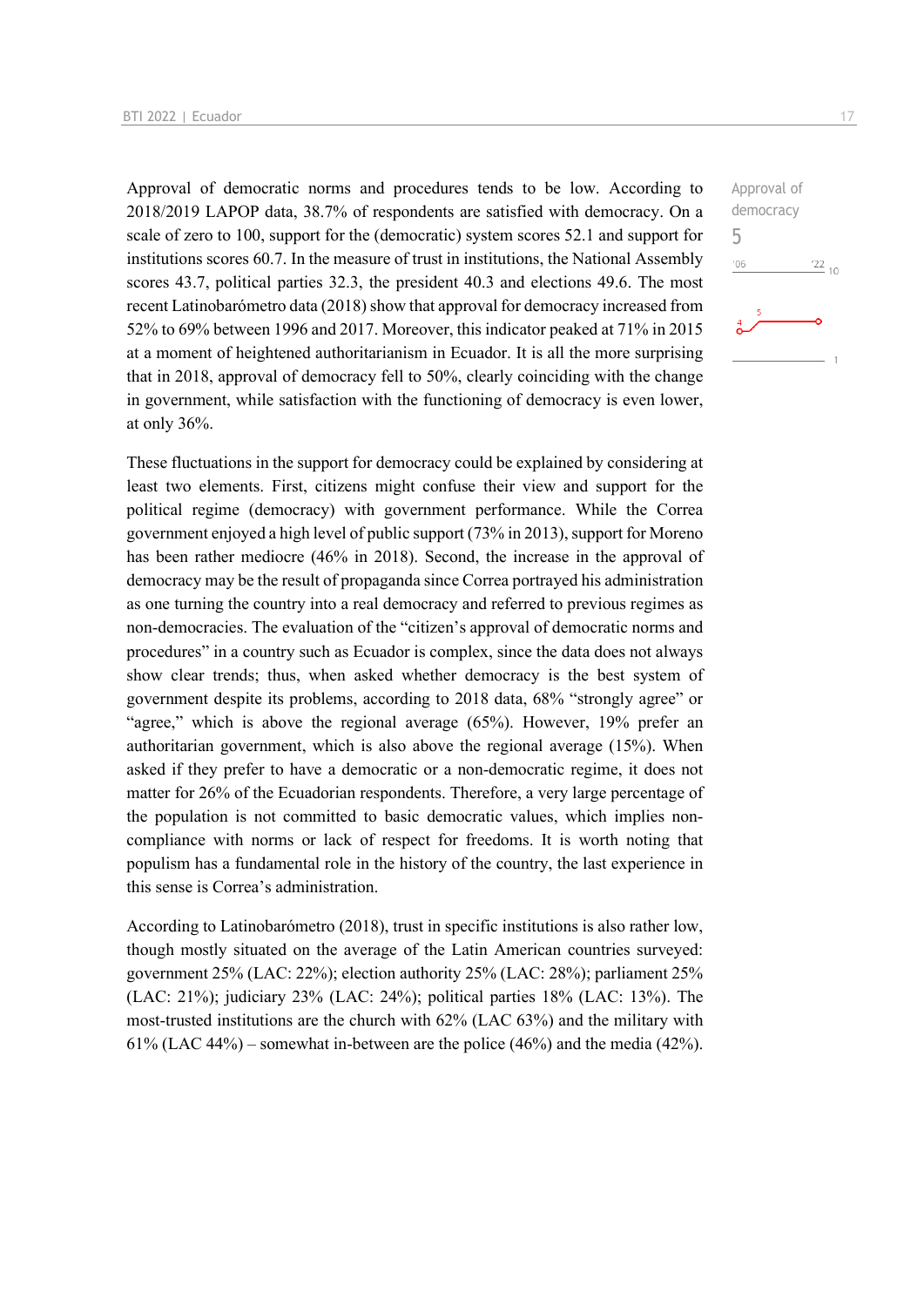Approval of democratic norms and procedures tends to be low. According to 2018/2019 LAPOP data, 38.7% of respondents are satisfied with democracy. On a scale of zero to 100, support for the (democratic) system scores 52.1 and support for institutions scores 60.7. In the measure of trust in institutions, the National Assembly scores 43.7, political parties 32.3, the president 40.3 and elections 49.6. The most recent Latinobarómetro data (2018) show that approval for democracy increased from 52% to 69% between 1996 and 2017. Moreover, this indicator peaked at 71% in 2015 at a moment of heightened authoritarianism in Ecuador. It is all the more surprising that in 2018, approval of democracy fell to 50%, clearly coinciding with the change in government, while satisfaction with the functioning of democracy is even lower, at only 36%.

Approval of democracy
5

These fluctuations in the support for democracy could be explained by considering at least two elements. First, citizens might confuse their view and support for the political regime (democracy) with government performance. While the Correa government enjoyed a high level of public support (73% in 2013), support for Moreno has been rather mediocre (46% in 2018). Second, the increase in the approval of democracy may be the result of propaganda since Correa portrayed his administration as one turning the country into a real democracy and referred to previous regimes as non-democracies. The evaluation of the "citizen's approval of democratic norms and procedures" in a country such as Ecuador is complex, since the data does not always show clear trends; thus, when asked whether democracy is the best system of government despite its problems, according to 2018 data, 68% "strongly agree" or "agree," which is above the regional average (65%). However, 19% prefer an authoritarian government, which is also above the regional average (15%). When asked if they prefer to have a democratic or a non-democratic regime, it does not matter for 26% of the Ecuadorian respondents. Therefore, a very large percentage of the population is not committed to basic democratic values, which implies non-compliance with norms or lack of respect for freedoms. It is worth noting that populism has a fundamental role in the history of the country, the last experience in this sense is Correa's administration.

According to Latinobarómetro (2018), trust in specific institutions is also rather low, though mostly situated on the average of the Latin American countries surveyed: government 25% (LAC: 22%); election authority 25% (LAC: 28%); parliament 25% (LAC: 21%); judiciary 23% (LAC: 24%); political parties 18% (LAC: 13%). The most-trusted institutions are the church with 62% (LAC 63%) and the military with 61% (LAC 44%) – somewhat in-between are the police (46%) and the media (42%).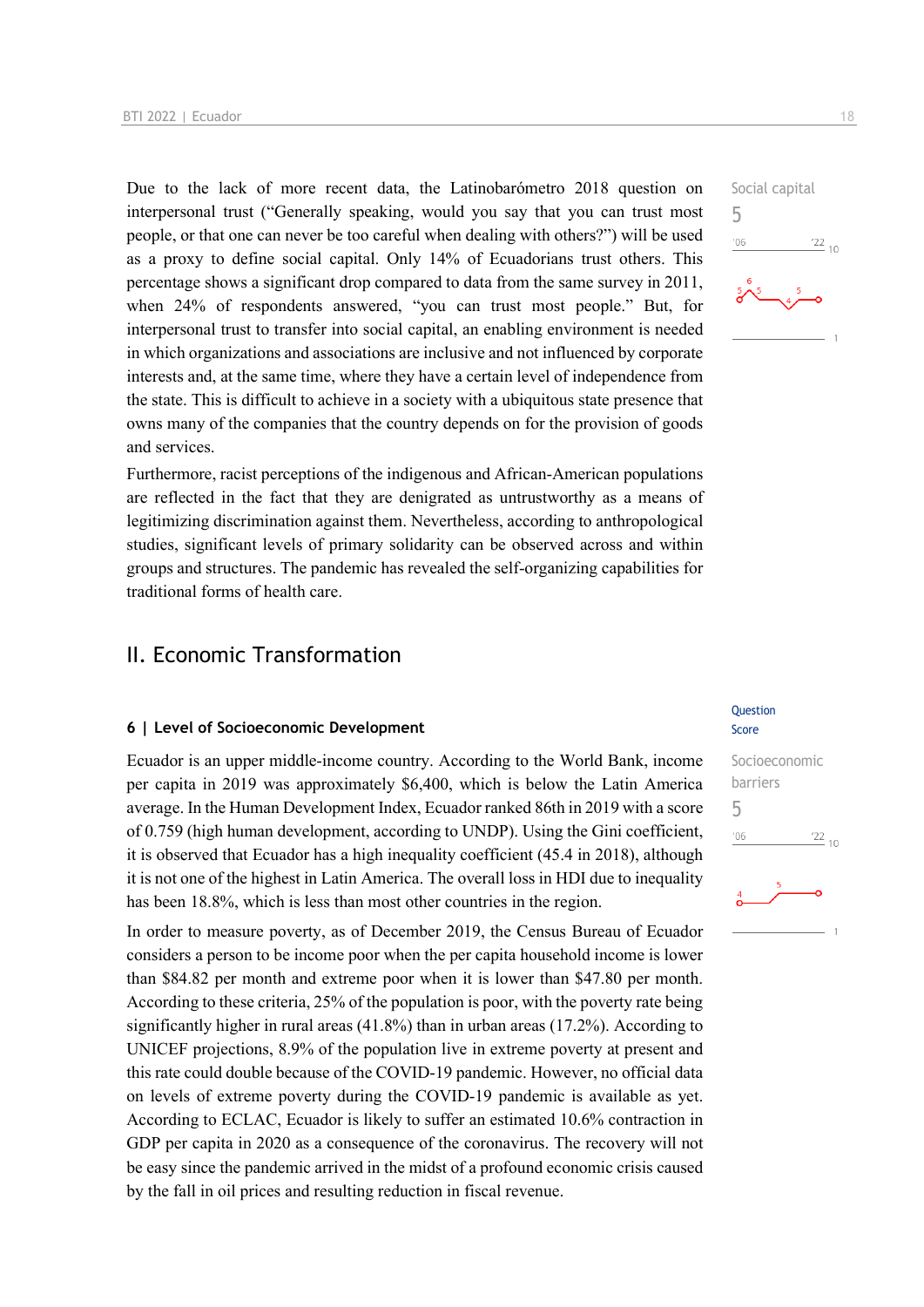Due to the lack of more recent data, the Latinobarómetro 2018 question on interpersonal trust (“Generally speaking, would you say that you can trust most people, or that one can never be too careful when dealing with others?”) will be used as a proxy to define social capital. Only 14% of Ecuadorians trust others. This percentage shows a significant drop compared to data from the same survey in 2011, when 24% of respondents answered, “you can trust most people.” But, for interpersonal trust to transfer into social capital, an enabling environment is needed in which organizations and associations are inclusive and not influenced by corporate interests and, at the same time, where they have a certain level of independence from the state. This is difficult to achieve in a society with a ubiquitous state presence that owns many of the companies that the country depends on for the provision of goods and services.

Social capital
5

Furthermore, racist perceptions of the indigenous and African-American populations are reflected in the fact that they are denigrated as untrustworthy as a means of legitimizing discrimination against them. Nevertheless, according to anthropological studies, significant levels of primary solidarity can be observed across and within groups and structures. The pandemic has revealed the self-organizing capabilities for traditional forms of health care.

## II. Economic Transformation

### 6 | Level of Socioeconomic Development

Question Score

Ecuador is an upper middle-income country. According to the World Bank, income per capita in 2019 was approximately $6,400, which is below the Latin America average. In the Human Development Index, Ecuador ranked 86th in 2019 with a score of 0.759 (high human development, according to UNDP). Using the Gini coefficient, it is observed that Ecuador has a high inequality coefficient (45.4 in 2018), although it is not one of the highest in Latin America. The overall loss in HDI due to inequality has been 18.8%, which is less than most other countries in the region.

Socioeconomic barriers
5

In order to measure poverty, as of December 2019, the Census Bureau of Ecuador considers a person to be income poor when the per capita household income is lower than $84.82 per month and extreme poor when it is lower than $47.80 per month. According to these criteria, 25% of the population is poor, with the poverty rate being significantly higher in rural areas (41.8%) than in urban areas (17.2%). According to UNICEF projections, 8.9% of the population live in extreme poverty at present and this rate could double because of the COVID-19 pandemic. However, no official data on levels of extreme poverty during the COVID-19 pandemic is available as yet. According to ECLAC, Ecuador is likely to suffer an estimated 10.6% contraction in GDP per capita in 2020 as a consequence of the coronavirus. The recovery will not be easy since the pandemic arrived in the midst of a profound economic crisis caused by the fall in oil prices and resulting reduction in fiscal revenue.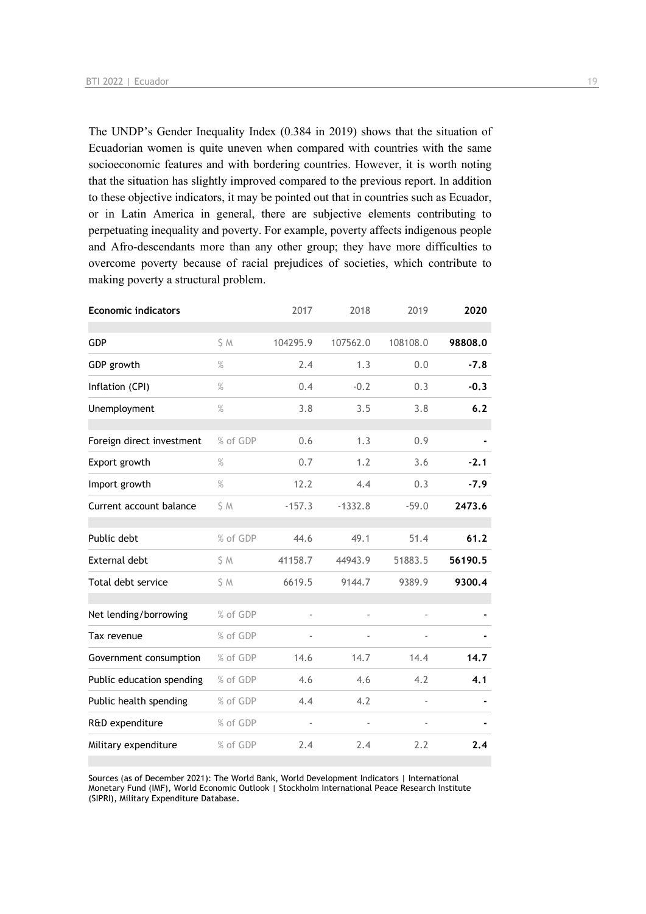The UNDP's Gender Inequality Index (0.384 in 2019) shows that the situation of Ecuadorian women is quite uneven when compared with countries with the same socioeconomic features and with bordering countries. However, it is worth noting that the situation has slightly improved compared to the previous report. In addition to these objective indicators, it may be pointed out that in countries such as Ecuador, or in Latin America in general, there are subjective elements contributing to perpetuating inequality and poverty. For example, poverty affects indigenous people and Afro-descendants more than any other group; they have more difficulties to overcome poverty because of racial prejudices of societies, which contribute to making poverty a structural problem.

| Economic indicators | | 2017 | 2018 | 2019 | **2020** |
|---|---|---|---|---|---|
| GDP | $ M | 104295.9 | 107562.0 | 108108.0 | **98808.0** |
| GDP growth | % | 2.4 | 1.3 | 0.0 | **-7.8** |
| Inflation (CPI) | % | 0.4 | -0.2 | 0.3 | **-0.3** |
| Unemployment | % | 3.8 | 3.5 | 3.8 | **6.2** |
| Foreign direct investment | % of GDP | 0.6 | 1.3 | 0.9 | **-** |
| Export growth | % | 0.7 | 1.2 | 3.6 | **-2.1** |
| Import growth | % | 12.2 | 4.4 | 0.3 | **-7.9** |
| Current account balance | $ M | -157.3 | -1332.8 | -59.0 | **2473.6** |
| Public debt | % of GDP | 44.6 | 49.1 | 51.4 | **61.2** |
| External debt | $ M | 41158.7 | 44943.9 | 51883.5 | **56190.5** |
| Total debt service | $ M | 6619.5 | 9144.7 | 9389.9 | **9300.4** |
| Net lending/borrowing | % of GDP | - | - | - | **-** |
| Tax revenue | % of GDP | - | - | - | **-** |
| Government consumption | % of GDP | 14.6 | 14.7 | 14.4 | **14.7** |
| Public education spending | % of GDP | 4.6 | 4.6 | 4.2 | **4.1** |
| Public health spending | % of GDP | 4.4 | 4.2 | - | **-** |
| R&D expenditure | % of GDP | - | - | - | **-** |
| Military expenditure | % of GDP | 2.4 | 2.4 | 2.2 | **2.4** |

Sources (as of December 2021): The World Bank, World Development Indicators | International Monetary Fund (IMF), World Economic Outlook | Stockholm International Peace Research Institute (SIPRI), Military Expenditure Database.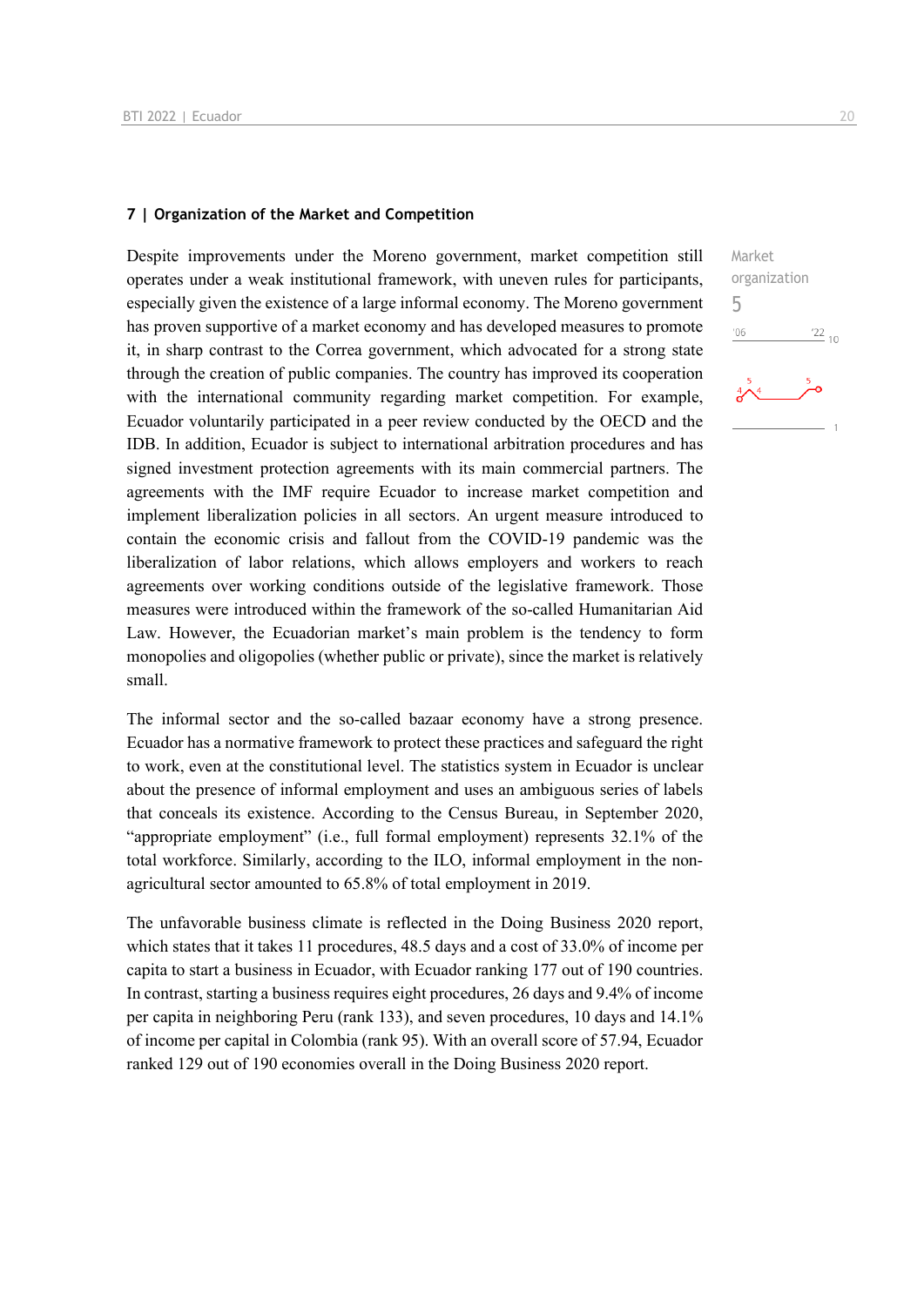## 7 | Organization of the Market and Competition

Market organization 5

Despite improvements under the Moreno government, market competition still operates under a weak institutional framework, with uneven rules for participants, especially given the existence of a large informal economy. The Moreno government has proven supportive of a market economy and has developed measures to promote it, in sharp contrast to the Correa government, which advocated for a strong state through the creation of public companies. The country has improved its cooperation with the international community regarding market competition. For example, Ecuador voluntarily participated in a peer review conducted by the OECD and the IDB. In addition, Ecuador is subject to international arbitration procedures and has signed investment protection agreements with its main commercial partners. The agreements with the IMF require Ecuador to increase market competition and implement liberalization policies in all sectors. An urgent measure introduced to contain the economic crisis and fallout from the COVID-19 pandemic was the liberalization of labor relations, which allows employers and workers to reach agreements over working conditions outside of the legislative framework. Those measures were introduced within the framework of the so-called Humanitarian Aid Law. However, the Ecuadorian market's main problem is the tendency to form monopolies and oligopolies (whether public or private), since the market is relatively small.

The informal sector and the so-called bazaar economy have a strong presence. Ecuador has a normative framework to protect these practices and safeguard the right to work, even at the constitutional level. The statistics system in Ecuador is unclear about the presence of informal employment and uses an ambiguous series of labels that conceals its existence. According to the Census Bureau, in September 2020, "appropriate employment" (i.e., full formal employment) represents 32.1% of the total workforce. Similarly, according to the ILO, informal employment in the non-agricultural sector amounted to 65.8% of total employment in 2019.

The unfavorable business climate is reflected in the Doing Business 2020 report, which states that it takes 11 procedures, 48.5 days and a cost of 33.0% of income per capita to start a business in Ecuador, with Ecuador ranking 177 out of 190 countries. In contrast, starting a business requires eight procedures, 26 days and 9.4% of income per capita in neighboring Peru (rank 133), and seven procedures, 10 days and 14.1% of income per capital in Colombia (rank 95). With an overall score of 57.94, Ecuador ranked 129 out of 190 economies overall in the Doing Business 2020 report.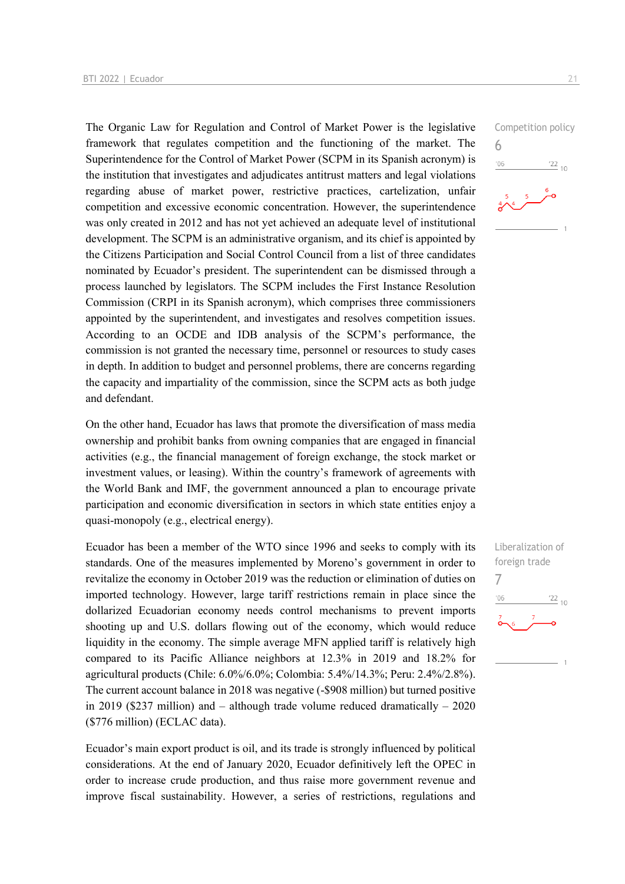The Organic Law for Regulation and Control of Market Power is the legislative framework that regulates competition and the functioning of the market. The Superintendence for the Control of Market Power (SCPM in its Spanish acronym) is the institution that investigates and adjudicates antitrust matters and legal violations regarding abuse of market power, restrictive practices, cartelization, unfair competition and excessive economic concentration. However, the superintendence was only created in 2012 and has not yet achieved an adequate level of institutional development. The SCPM is an administrative organism, and its chief is appointed by the Citizens Participation and Social Control Council from a list of three candidates nominated by Ecuador's president. The superintendent can be dismissed through a process launched by legislators. The SCPM includes the First Instance Resolution Commission (CRPI in its Spanish acronym), which comprises three commissioners appointed by the superintendent, and investigates and resolves competition issues. According to an OCDE and IDB analysis of the SCPM's performance, the commission is not granted the necessary time, personnel or resources to study cases in depth. In addition to budget and personnel problems, there are concerns regarding the capacity and impartiality of the commission, since the SCPM acts as both judge and defendant.

Competition policy
6

On the other hand, Ecuador has laws that promote the diversification of mass media ownership and prohibit banks from owning companies that are engaged in financial activities (e.g., the financial management of foreign exchange, the stock market or investment values, or leasing). Within the country's framework of agreements with the World Bank and IMF, the government announced a plan to encourage private participation and economic diversification in sectors in which state entities enjoy a quasi-monopoly (e.g., electrical energy).

Ecuador has been a member of the WTO since 1996 and seeks to comply with its standards. One of the measures implemented by Moreno's government in order to revitalize the economy in October 2019 was the reduction or elimination of duties on imported technology. However, large tariff restrictions remain in place since the dollarized Ecuadorian economy needs control mechanisms to prevent imports shooting up and U.S. dollars flowing out of the economy, which would reduce liquidity in the economy. The simple average MFN applied tariff is relatively high compared to its Pacific Alliance neighbors at 12.3% in 2019 and 18.2% for agricultural products (Chile: 6.0%/6.0%; Colombia: 5.4%/14.3%; Peru: 2.4%/2.8%). The current account balance in 2018 was negative (-$908 million) but turned positive in 2019 ($237 million) and – although trade volume reduced dramatically – 2020 ($776 million) (ECLAC data).

Liberalization of foreign trade
7

Ecuador's main export product is oil, and its trade is strongly influenced by political considerations. At the end of January 2020, Ecuador definitively left the OPEC in order to increase crude production, and thus raise more government revenue and improve fiscal sustainability. However, a series of restrictions, regulations and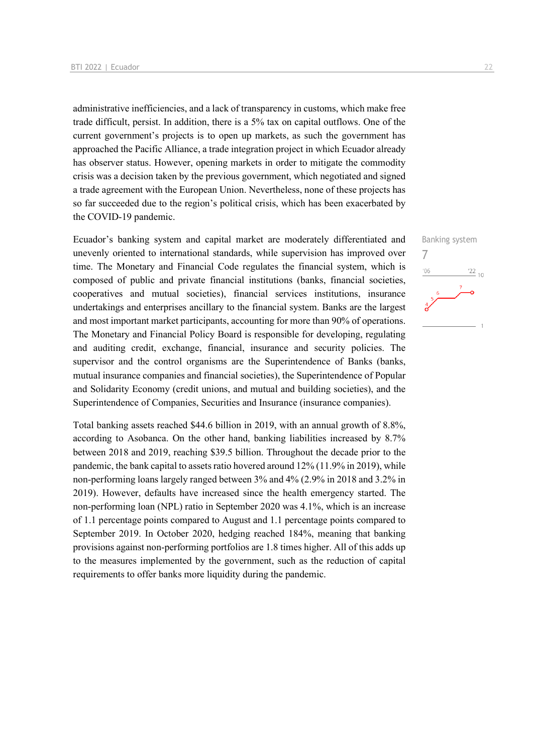administrative inefficiencies, and a lack of transparency in customs, which make free trade difficult, persist. In addition, there is a 5% tax on capital outflows. One of the current government's projects is to open up markets, as such the government has approached the Pacific Alliance, a trade integration project in which Ecuador already has observer status. However, opening markets in order to mitigate the commodity crisis was a decision taken by the previous government, which negotiated and signed a trade agreement with the European Union. Nevertheless, none of these projects has so far succeeded due to the region's political crisis, which has been exacerbated by the COVID-19 pandemic.

Banking system

7

Ecuador's banking system and capital market are moderately differentiated and unevenly oriented to international standards, while supervision has improved over time. The Monetary and Financial Code regulates the financial system, which is composed of public and private financial institutions (banks, financial societies, cooperatives and mutual societies), financial services institutions, insurance undertakings and enterprises ancillary to the financial system. Banks are the largest and most important market participants, accounting for more than 90% of operations. The Monetary and Financial Policy Board is responsible for developing, regulating and auditing credit, exchange, financial, insurance and security policies. The supervisor and the control organisms are the Superintendence of Banks (banks, mutual insurance companies and financial societies), the Superintendence of Popular and Solidarity Economy (credit unions, and mutual and building societies), and the Superintendence of Companies, Securities and Insurance (insurance companies).

Total banking assets reached $44.6 billion in 2019, with an annual growth of 8.8%, according to Asobanca. On the other hand, banking liabilities increased by 8.7% between 2018 and 2019, reaching $39.5 billion. Throughout the decade prior to the pandemic, the bank capital to assets ratio hovered around 12% (11.9% in 2019), while non-performing loans largely ranged between 3% and 4% (2.9% in 2018 and 3.2% in 2019). However, defaults have increased since the health emergency started. The non-performing loan (NPL) ratio in September 2020 was 4.1%, which is an increase of 1.1 percentage points compared to August and 1.1 percentage points compared to September 2019. In October 2020, hedging reached 184%, meaning that banking provisions against non-performing portfolios are 1.8 times higher. All of this adds up to the measures implemented by the government, such as the reduction of capital requirements to offer banks more liquidity during the pandemic.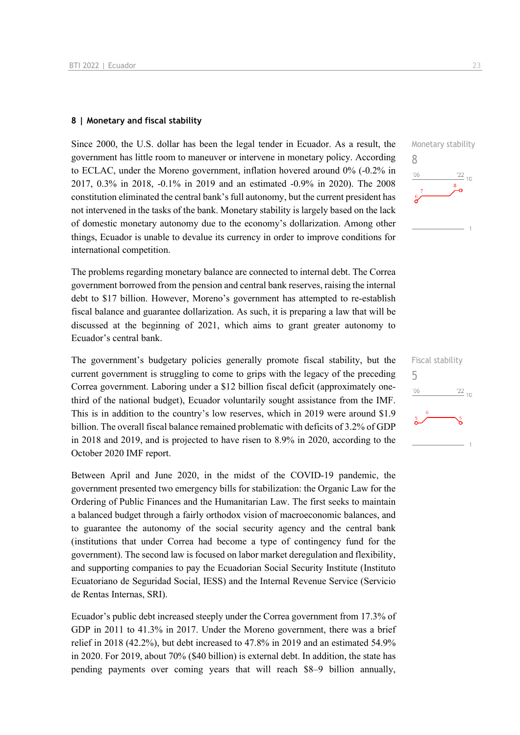## 8 | Monetary and fiscal stability

Monetary stability

8

Since 2000, the U.S. dollar has been the legal tender in Ecuador. As a result, the government has little room to maneuver or intervene in monetary policy. According to ECLAC, under the Moreno government, inflation hovered around 0% (-0.2% in 2017, 0.3% in 2018, -0.1% in 2019 and an estimated -0.9% in 2020). The 2008 constitution eliminated the central bank's full autonomy, but the current president has not intervened in the tasks of the bank. Monetary stability is largely based on the lack of domestic monetary autonomy due to the economy's dollarization. Among other things, Ecuador is unable to devalue its currency in order to improve conditions for international competition.

The problems regarding monetary balance are connected to internal debt. The Correa government borrowed from the pension and central bank reserves, raising the internal debt to $17 billion. However, Moreno's government has attempted to re-establish fiscal balance and guarantee dollarization. As such, it is preparing a law that will be discussed at the beginning of 2021, which aims to grant greater autonomy to Ecuador's central bank.

Fiscal stability

5

The government's budgetary policies generally promote fiscal stability, but the current government is struggling to come to grips with the legacy of the preceding Correa government. Laboring under a $12 billion fiscal deficit (approximately one-third of the national budget), Ecuador voluntarily sought assistance from the IMF. This is in addition to the country's low reserves, which in 2019 were around $1.9 billion. The overall fiscal balance remained problematic with deficits of 3.2% of GDP in 2018 and 2019, and is projected to have risen to 8.9% in 2020, according to the October 2020 IMF report.

Between April and June 2020, in the midst of the COVID-19 pandemic, the government presented two emergency bills for stabilization: the Organic Law for the Ordering of Public Finances and the Humanitarian Law. The first seeks to maintain a balanced budget through a fairly orthodox vision of macroeconomic balances, and to guarantee the autonomy of the social security agency and the central bank (institutions that under Correa had become a type of contingency fund for the government). The second law is focused on labor market deregulation and flexibility, and supporting companies to pay the Ecuadorian Social Security Institute (Instituto Ecuatoriano de Seguridad Social, IESS) and the Internal Revenue Service (Servicio de Rentas Internas, SRI).

Ecuador's public debt increased steeply under the Correa government from 17.3% of GDP in 2011 to 41.3% in 2017. Under the Moreno government, there was a brief relief in 2018 (42.2%), but debt increased to 47.8% in 2019 and an estimated 54.9% in 2020. For 2019, about 70% ($40 billion) is external debt. In addition, the state has pending payments over coming years that will reach $8–9 billion annually,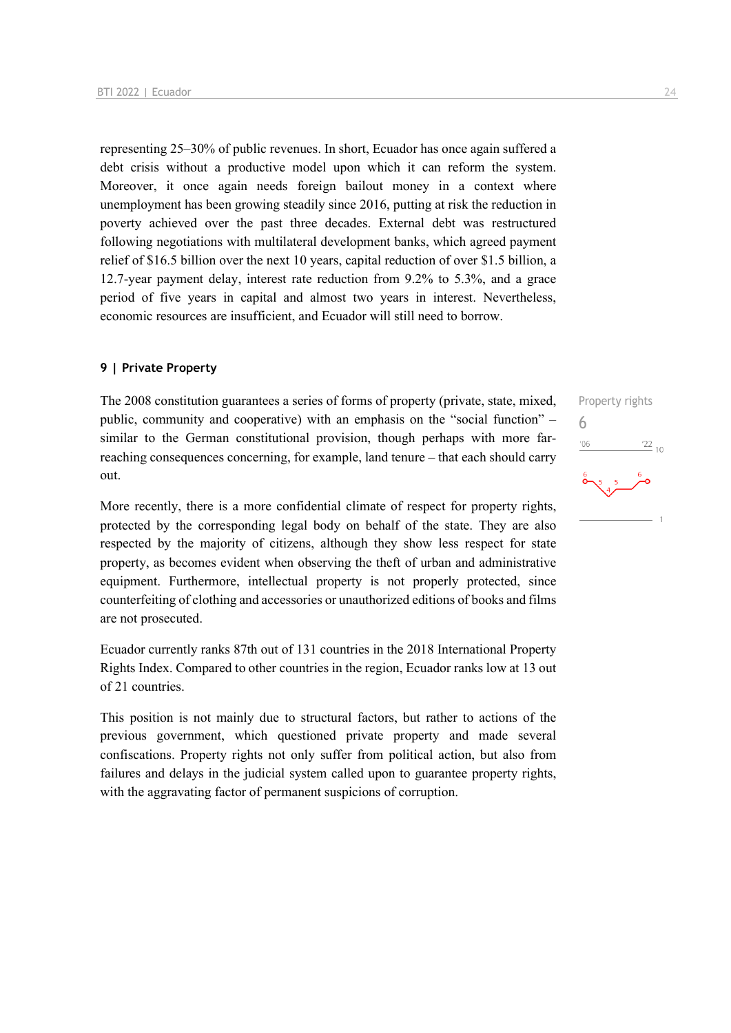representing 25–30% of public revenues. In short, Ecuador has once again suffered a debt crisis without a productive model upon which it can reform the system. Moreover, it once again needs foreign bailout money in a context where unemployment has been growing steadily since 2016, putting at risk the reduction in poverty achieved over the past three decades. External debt was restructured following negotiations with multilateral development banks, which agreed payment relief of $16.5 billion over the next 10 years, capital reduction of over $1.5 billion, a 12.7-year payment delay, interest rate reduction from 9.2% to 5.3%, and a grace period of five years in capital and almost two years in interest. Nevertheless, economic resources are insufficient, and Ecuador will still need to borrow.

## 9 | Private Property

Property rights
6

The 2008 constitution guarantees a series of forms of property (private, state, mixed, public, community and cooperative) with an emphasis on the "social function" – similar to the German constitutional provision, though perhaps with more far-reaching consequences concerning, for example, land tenure – that each should carry out.

More recently, there is a more confidential climate of respect for property rights, protected by the corresponding legal body on behalf of the state. They are also respected by the majority of citizens, although they show less respect for state property, as becomes evident when observing the theft of urban and administrative equipment. Furthermore, intellectual property is not properly protected, since counterfeiting of clothing and accessories or unauthorized editions of books and films are not prosecuted.

Ecuador currently ranks 87th out of 131 countries in the 2018 International Property Rights Index. Compared to other countries in the region, Ecuador ranks low at 13 out of 21 countries.

This position is not mainly due to structural factors, but rather to actions of the previous government, which questioned private property and made several confiscations. Property rights not only suffer from political action, but also from failures and delays in the judicial system called upon to guarantee property rights, with the aggravating factor of permanent suspicions of corruption.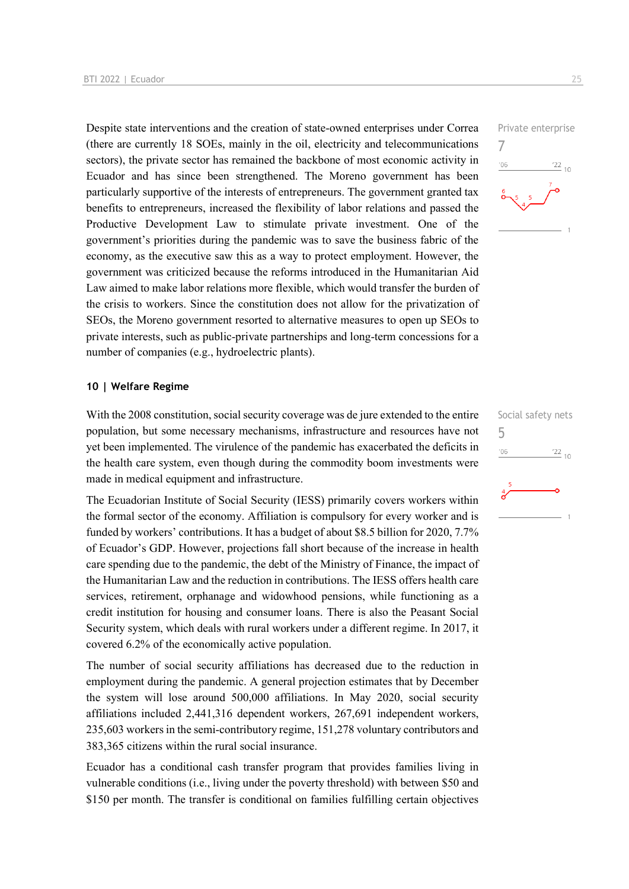Despite state interventions and the creation of state-owned enterprises under Correa (there are currently 18 SOEs, mainly in the oil, electricity and telecommunications sectors), the private sector has remained the backbone of most economic activity in Ecuador and has since been strengthened. The Moreno government has been particularly supportive of the interests of entrepreneurs. The government granted tax benefits to entrepreneurs, increased the flexibility of labor relations and passed the Productive Development Law to stimulate private investment. One of the government's priorities during the pandemic was to save the business fabric of the economy, as the executive saw this as a way to protect employment. However, the government was criticized because the reforms introduced in the Humanitarian Aid Law aimed to make labor relations more flexible, which would transfer the burden of the crisis to workers. Since the constitution does not allow for the privatization of SEOs, the Moreno government resorted to alternative measures to open up SEOs to private interests, such as public-private partnerships and long-term concessions for a number of companies (e.g., hydroelectric plants).

Private enterprise
7

## 10 | Welfare Regime

With the 2008 constitution, social security coverage was de jure extended to the entire population, but some necessary mechanisms, infrastructure and resources have not yet been implemented. The virulence of the pandemic has exacerbated the deficits in the health care system, even though during the commodity boom investments were made in medical equipment and infrastructure.

Social safety nets
5

The Ecuadorian Institute of Social Security (IESS) primarily covers workers within the formal sector of the economy. Affiliation is compulsory for every worker and is funded by workers' contributions. It has a budget of about $8.5 billion for 2020, 7.7% of Ecuador's GDP. However, projections fall short because of the increase in health care spending due to the pandemic, the debt of the Ministry of Finance, the impact of the Humanitarian Law and the reduction in contributions. The IESS offers health care services, retirement, orphanage and widowhood pensions, while functioning as a credit institution for housing and consumer loans. There is also the Peasant Social Security system, which deals with rural workers under a different regime. In 2017, it covered 6.2% of the economically active population.

The number of social security affiliations has decreased due to the reduction in employment during the pandemic. A general projection estimates that by December the system will lose around 500,000 affiliations. In May 2020, social security affiliations included 2,441,316 dependent workers, 267,691 independent workers, 235,603 workers in the semi-contributory regime, 151,278 voluntary contributors and 383,365 citizens within the rural social insurance.

Ecuador has a conditional cash transfer program that provides families living in vulnerable conditions (i.e., living under the poverty threshold) with between $50 and $150 per month. The transfer is conditional on families fulfilling certain objectives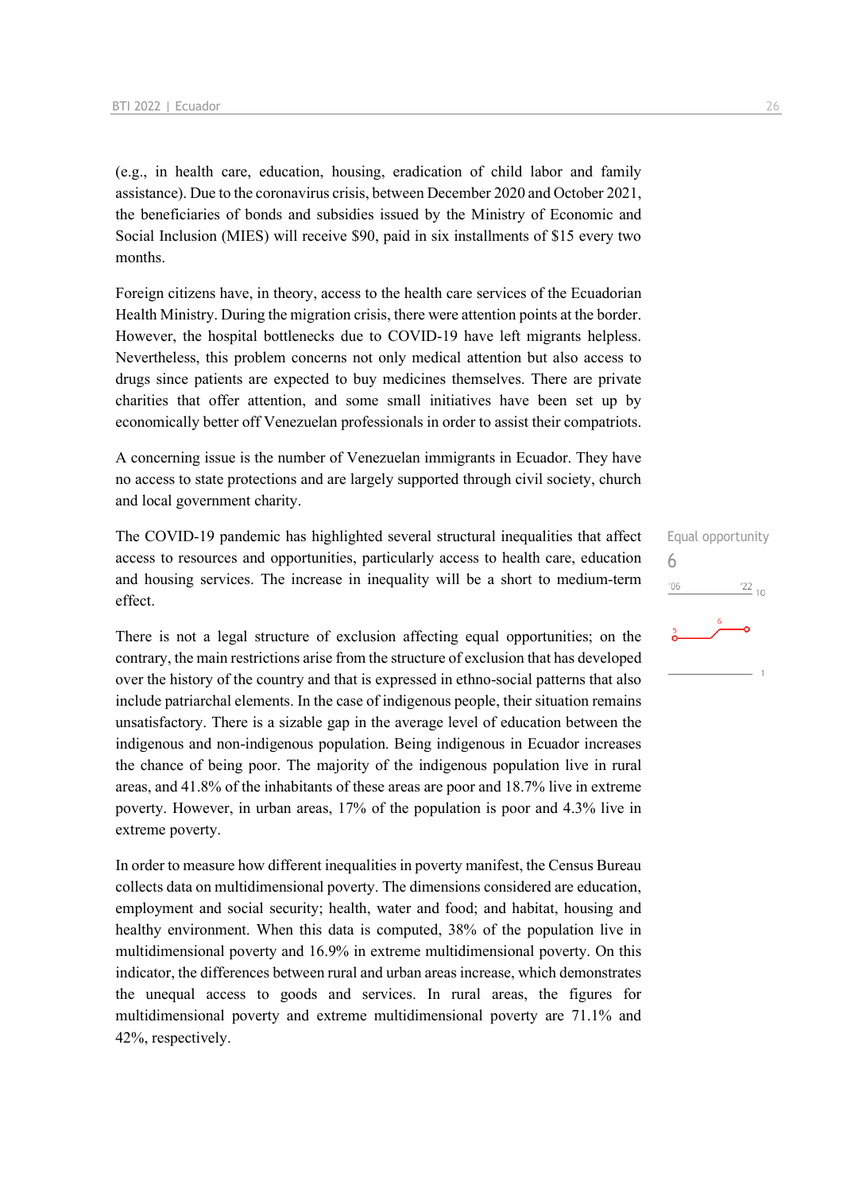(e.g., in health care, education, housing, eradication of child labor and family assistance). Due to the coronavirus crisis, between December 2020 and October 2021, the beneficiaries of bonds and subsidies issued by the Ministry of Economic and Social Inclusion (MIES) will receive $90, paid in six installments of $15 every two months.

Foreign citizens have, in theory, access to the health care services of the Ecuadorian Health Ministry. During the migration crisis, there were attention points at the border. However, the hospital bottlenecks due to COVID-19 have left migrants helpless. Nevertheless, this problem concerns not only medical attention but also access to drugs since patients are expected to buy medicines themselves. There are private charities that offer attention, and some small initiatives have been set up by economically better off Venezuelan professionals in order to assist their compatriots.

A concerning issue is the number of Venezuelan immigrants in Ecuador. They have no access to state protections and are largely supported through civil society, church and local government charity.

Equal opportunity
6

The COVID-19 pandemic has highlighted several structural inequalities that affect access to resources and opportunities, particularly access to health care, education and housing services. The increase in inequality will be a short to medium-term effect.

There is not a legal structure of exclusion affecting equal opportunities; on the contrary, the main restrictions arise from the structure of exclusion that has developed over the history of the country and that is expressed in ethno-social patterns that also include patriarchal elements. In the case of indigenous people, their situation remains unsatisfactory. There is a sizable gap in the average level of education between the indigenous and non-indigenous population. Being indigenous in Ecuador increases the chance of being poor. The majority of the indigenous population live in rural areas, and 41.8% of the inhabitants of these areas are poor and 18.7% live in extreme poverty. However, in urban areas, 17% of the population is poor and 4.3% live in extreme poverty.

In order to measure how different inequalities in poverty manifest, the Census Bureau collects data on multidimensional poverty. The dimensions considered are education, employment and social security; health, water and food; and habitat, housing and healthy environment. When this data is computed, 38% of the population live in multidimensional poverty and 16.9% in extreme multidimensional poverty. On this indicator, the differences between rural and urban areas increase, which demonstrates the unequal access to goods and services. In rural areas, the figures for multidimensional poverty and extreme multidimensional poverty are 71.1% and 42%, respectively.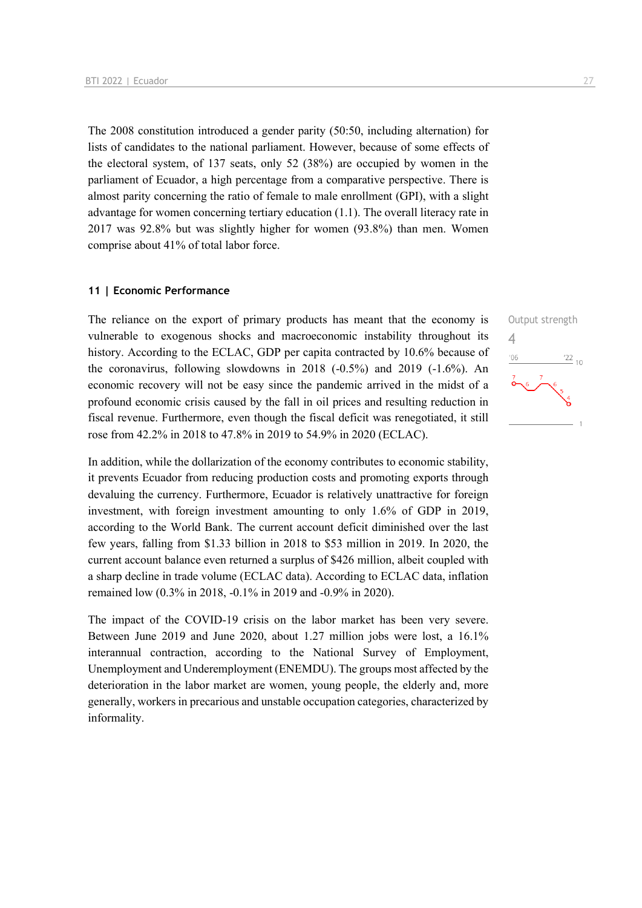The 2008 constitution introduced a gender parity (50:50, including alternation) for lists of candidates to the national parliament. However, because of some effects of the electoral system, of 137 seats, only 52 (38%) are occupied by women in the parliament of Ecuador, a high percentage from a comparative perspective. There is almost parity concerning the ratio of female to male enrollment (GPI), with a slight advantage for women concerning tertiary education (1.1). The overall literacy rate in 2017 was 92.8% but was slightly higher for women (93.8%) than men. Women comprise about 41% of total labor force.

## 11 | Economic Performance

Output strength
4

The reliance on the export of primary products has meant that the economy is vulnerable to exogenous shocks and macroeconomic instability throughout its history. According to the ECLAC, GDP per capita contracted by 10.6% because of the coronavirus, following slowdowns in 2018 (-0.5%) and 2019 (-1.6%). An economic recovery will not be easy since the pandemic arrived in the midst of a profound economic crisis caused by the fall in oil prices and resulting reduction in fiscal revenue. Furthermore, even though the fiscal deficit was renegotiated, it still rose from 42.2% in 2018 to 47.8% in 2019 to 54.9% in 2020 (ECLAC).

In addition, while the dollarization of the economy contributes to economic stability, it prevents Ecuador from reducing production costs and promoting exports through devaluing the currency. Furthermore, Ecuador is relatively unattractive for foreign investment, with foreign investment amounting to only 1.6% of GDP in 2019, according to the World Bank. The current account deficit diminished over the last few years, falling from $1.33 billion in 2018 to $53 million in 2019. In 2020, the current account balance even returned a surplus of $426 million, albeit coupled with a sharp decline in trade volume (ECLAC data). According to ECLAC data, inflation remained low (0.3% in 2018, -0.1% in 2019 and -0.9% in 2020).

The impact of the COVID-19 crisis on the labor market has been very severe. Between June 2019 and June 2020, about 1.27 million jobs were lost, a 16.1% interannual contraction, according to the National Survey of Employment, Unemployment and Underemployment (ENEMDU). The groups most affected by the deterioration in the labor market are women, young people, the elderly and, more generally, workers in precarious and unstable occupation categories, characterized by informality.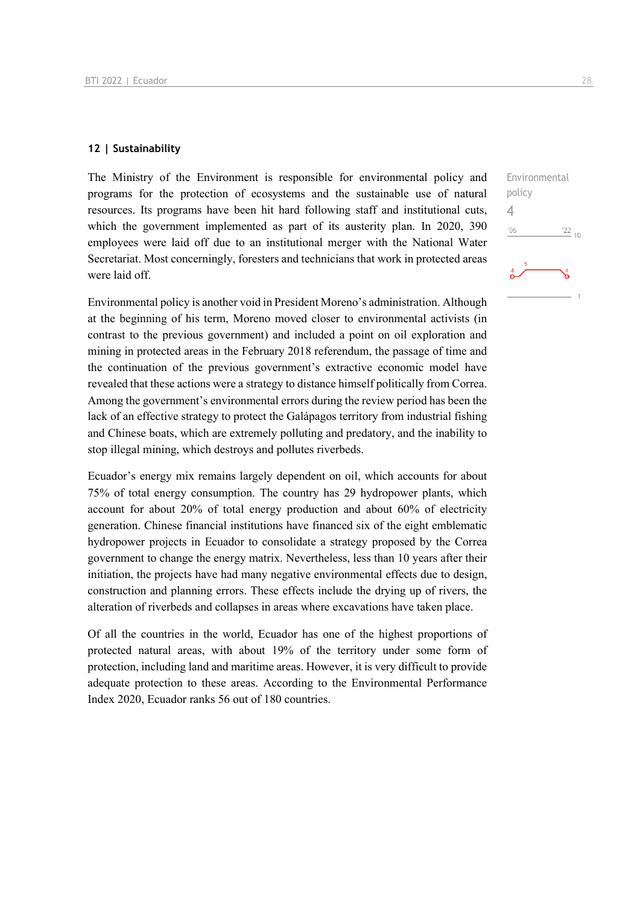## 12 | Sustainability

Environmental policy

4

The Ministry of the Environment is responsible for environmental policy and programs for the protection of ecosystems and the sustainable use of natural resources. Its programs have been hit hard following staff and institutional cuts, which the government implemented as part of its austerity plan. In 2020, 390 employees were laid off due to an institutional merger with the National Water Secretariat. Most concerningly, foresters and technicians that work in protected areas were laid off.

Environmental policy is another void in President Moreno's administration. Although at the beginning of his term, Moreno moved closer to environmental activists (in contrast to the previous government) and included a point on oil exploration and mining in protected areas in the February 2018 referendum, the passage of time and the continuation of the previous government's extractive economic model have revealed that these actions were a strategy to distance himself politically from Correa. Among the government's environmental errors during the review period has been the lack of an effective strategy to protect the Galápagos territory from industrial fishing and Chinese boats, which are extremely polluting and predatory, and the inability to stop illegal mining, which destroys and pollutes riverbeds.

Ecuador's energy mix remains largely dependent on oil, which accounts for about 75% of total energy consumption. The country has 29 hydropower plants, which account for about 20% of total energy production and about 60% of electricity generation. Chinese financial institutions have financed six of the eight emblematic hydropower projects in Ecuador to consolidate a strategy proposed by the Correa government to change the energy matrix. Nevertheless, less than 10 years after their initiation, the projects have had many negative environmental effects due to design, construction and planning errors. These effects include the drying up of rivers, the alteration of riverbeds and collapses in areas where excavations have taken place.

Of all the countries in the world, Ecuador has one of the highest proportions of protected natural areas, with about 19% of the territory under some form of protection, including land and maritime areas. However, it is very difficult to provide adequate protection to these areas. According to the Environmental Performance Index 2020, Ecuador ranks 56 out of 180 countries.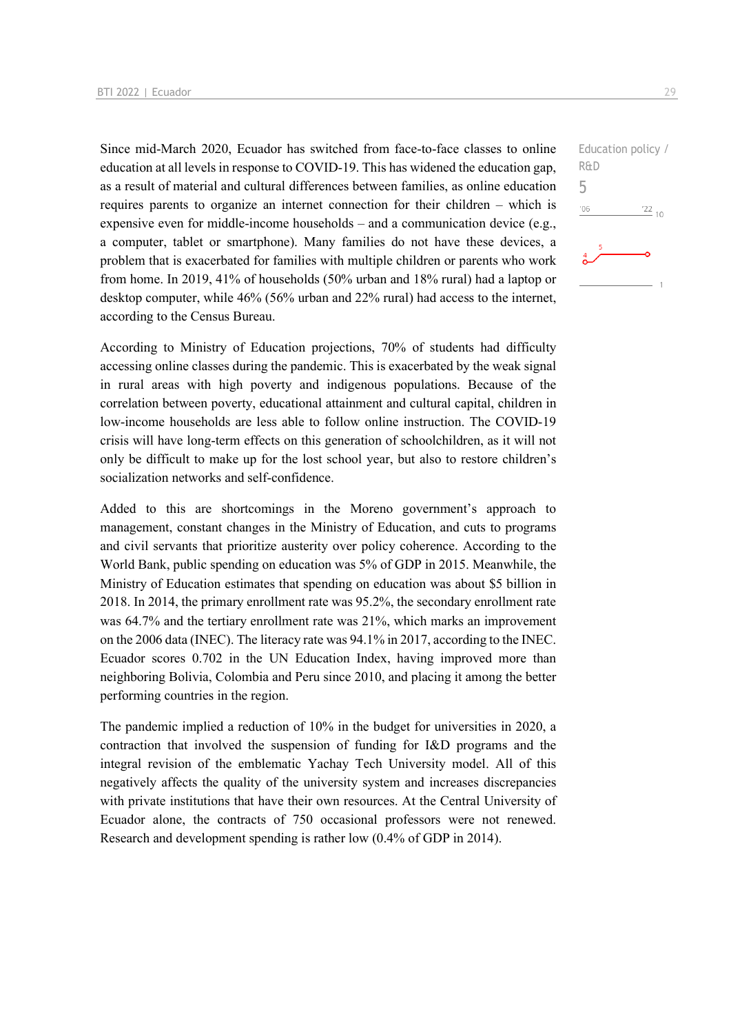Since mid-March 2020, Ecuador has switched from face-to-face classes to online education at all levels in response to COVID-19. This has widened the education gap, as a result of material and cultural differences between families, as online education requires parents to organize an internet connection for their children – which is expensive even for middle-income households – and a communication device (e.g., a computer, tablet or smartphone). Many families do not have these devices, a problem that is exacerbated for families with multiple children or parents who work from home. In 2019, 41% of households (50% urban and 18% rural) had a laptop or desktop computer, while 46% (56% urban and 22% rural) had access to the internet, according to the Census Bureau.

Education policy / R&D
5

According to Ministry of Education projections, 70% of students had difficulty accessing online classes during the pandemic. This is exacerbated by the weak signal in rural areas with high poverty and indigenous populations. Because of the correlation between poverty, educational attainment and cultural capital, children in low-income households are less able to follow online instruction. The COVID-19 crisis will have long-term effects on this generation of schoolchildren, as it will not only be difficult to make up for the lost school year, but also to restore children's socialization networks and self-confidence.

Added to this are shortcomings in the Moreno government's approach to management, constant changes in the Ministry of Education, and cuts to programs and civil servants that prioritize austerity over policy coherence. According to the World Bank, public spending on education was 5% of GDP in 2015. Meanwhile, the Ministry of Education estimates that spending on education was about $5 billion in 2018. In 2014, the primary enrollment rate was 95.2%, the secondary enrollment rate was 64.7% and the tertiary enrollment rate was 21%, which marks an improvement on the 2006 data (INEC). The literacy rate was 94.1% in 2017, according to the INEC. Ecuador scores 0.702 in the UN Education Index, having improved more than neighboring Bolivia, Colombia and Peru since 2010, and placing it among the better performing countries in the region.

The pandemic implied a reduction of 10% in the budget for universities in 2020, a contraction that involved the suspension of funding for I&D programs and the integral revision of the emblematic Yachay Tech University model. All of this negatively affects the quality of the university system and increases discrepancies with private institutions that have their own resources. At the Central University of Ecuador alone, the contracts of 750 occasional professors were not renewed. Research and development spending is rather low (0.4% of GDP in 2014).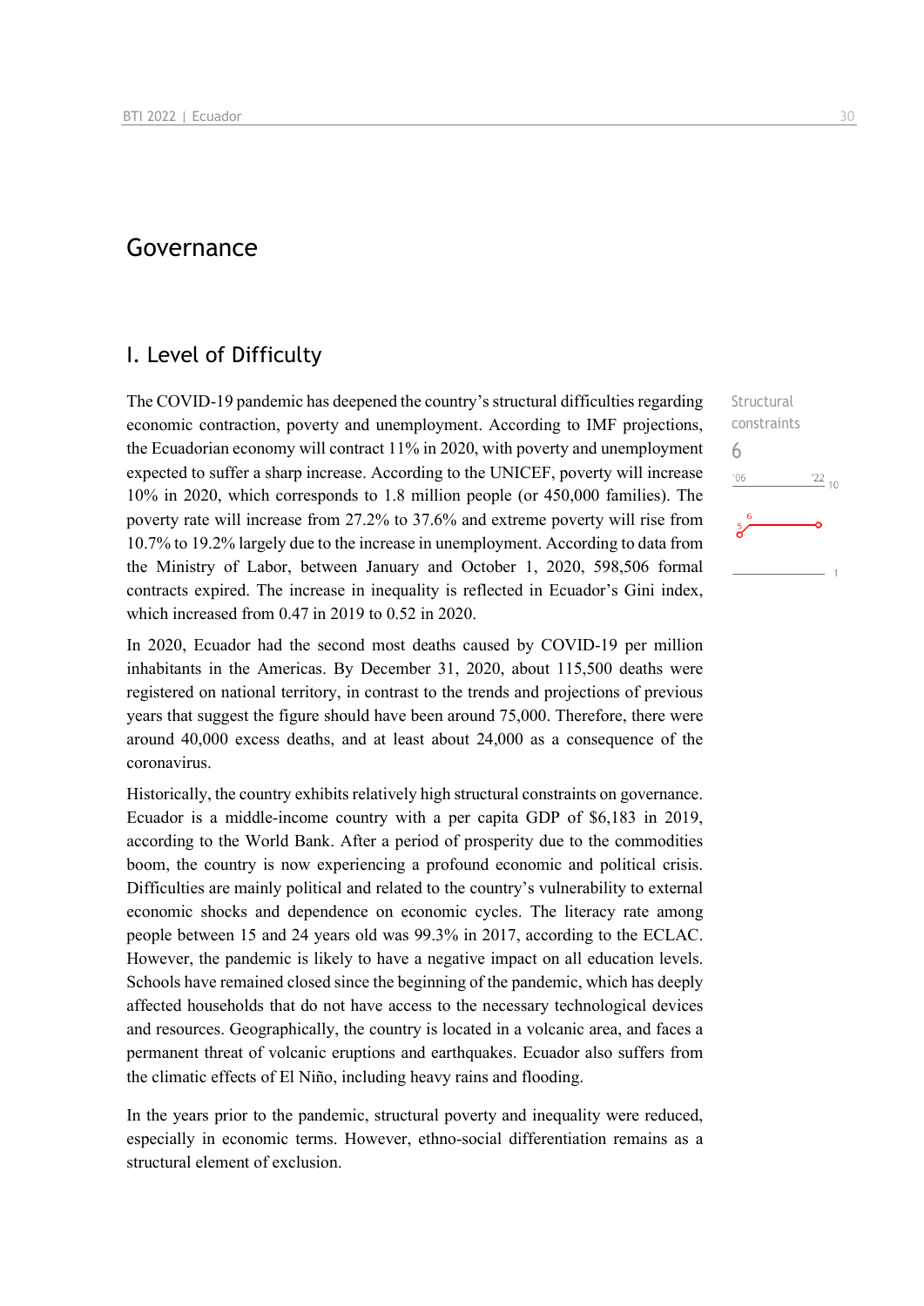# Governance

## I. Level of Difficulty

Structural constraints
6

The COVID-19 pandemic has deepened the country's structural difficulties regarding economic contraction, poverty and unemployment. According to IMF projections, the Ecuadorian economy will contract 11% in 2020, with poverty and unemployment expected to suffer a sharp increase. According to the UNICEF, poverty will increase 10% in 2020, which corresponds to 1.8 million people (or 450,000 families). The poverty rate will increase from 27.2% to 37.6% and extreme poverty will rise from 10.7% to 19.2% largely due to the increase in unemployment. According to data from the Ministry of Labor, between January and October 1, 2020, 598,506 formal contracts expired. The increase in inequality is reflected in Ecuador's Gini index, which increased from 0.47 in 2019 to 0.52 in 2020.

In 2020, Ecuador had the second most deaths caused by COVID-19 per million inhabitants in the Americas. By December 31, 2020, about 115,500 deaths were registered on national territory, in contrast to the trends and projections of previous years that suggest the figure should have been around 75,000. Therefore, there were around 40,000 excess deaths, and at least about 24,000 as a consequence of the coronavirus.

Historically, the country exhibits relatively high structural constraints on governance. Ecuador is a middle-income country with a per capita GDP of $6,183 in 2019, according to the World Bank. After a period of prosperity due to the commodities boom, the country is now experiencing a profound economic and political crisis. Difficulties are mainly political and related to the country's vulnerability to external economic shocks and dependence on economic cycles. The literacy rate among people between 15 and 24 years old was 99.3% in 2017, according to the ECLAC. However, the pandemic is likely to have a negative impact on all education levels. Schools have remained closed since the beginning of the pandemic, which has deeply affected households that do not have access to the necessary technological devices and resources. Geographically, the country is located in a volcanic area, and faces a permanent threat of volcanic eruptions and earthquakes. Ecuador also suffers from the climatic effects of El Niño, including heavy rains and flooding.

In the years prior to the pandemic, structural poverty and inequality were reduced, especially in economic terms. However, ethno-social differentiation remains as a structural element of exclusion.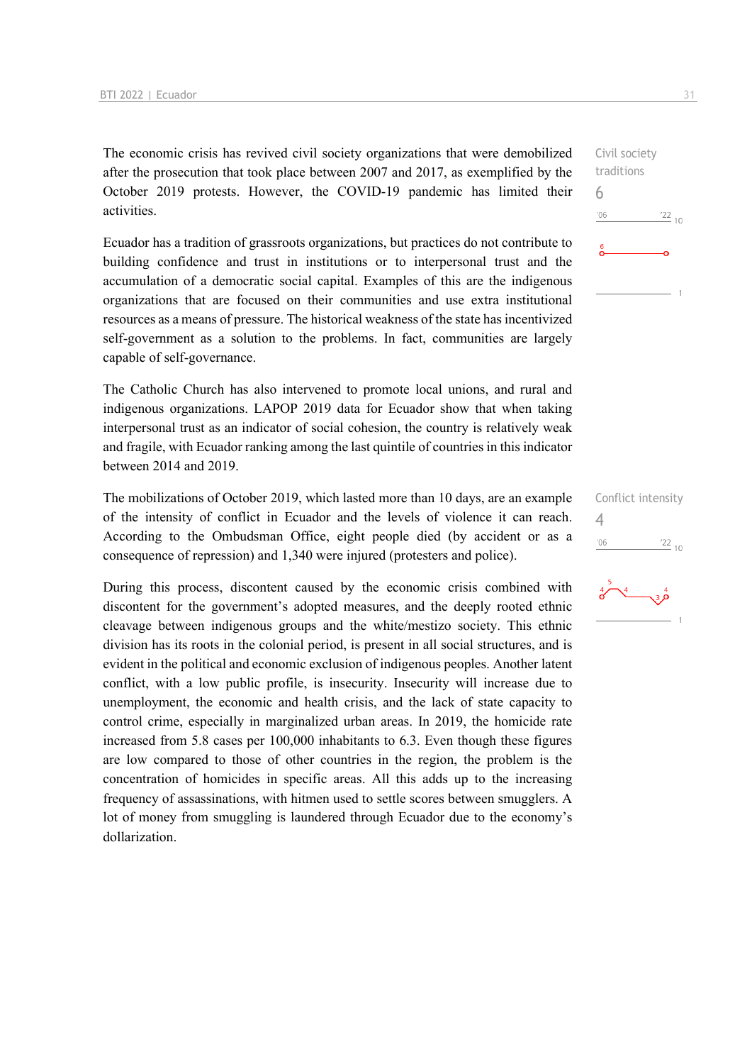The economic crisis has revived civil society organizations that were demobilized after the prosecution that took place between 2007 and 2017, as exemplified by the October 2019 protests. However, the COVID-19 pandemic has limited their activities.

Civil society traditions
6

Ecuador has a tradition of grassroots organizations, but practices do not contribute to building confidence and trust in institutions or to interpersonal trust and the accumulation of a democratic social capital. Examples of this are the indigenous organizations that are focused on their communities and use extra institutional resources as a means of pressure. The historical weakness of the state has incentivized self-government as a solution to the problems. In fact, communities are largely capable of self-governance.

The Catholic Church has also intervened to promote local unions, and rural and indigenous organizations. LAPOP 2019 data for Ecuador show that when taking interpersonal trust as an indicator of social cohesion, the country is relatively weak and fragile, with Ecuador ranking among the last quintile of countries in this indicator between 2014 and 2019.

Conflict intensity
4

The mobilizations of October 2019, which lasted more than 10 days, are an example of the intensity of conflict in Ecuador and the levels of violence it can reach. According to the Ombudsman Office, eight people died (by accident or as a consequence of repression) and 1,340 were injured (protesters and police).

During this process, discontent caused by the economic crisis combined with discontent for the government's adopted measures, and the deeply rooted ethnic cleavage between indigenous groups and the white/mestizo society. This ethnic division has its roots in the colonial period, is present in all social structures, and is evident in the political and economic exclusion of indigenous peoples. Another latent conflict, with a low public profile, is insecurity. Insecurity will increase due to unemployment, the economic and health crisis, and the lack of state capacity to control crime, especially in marginalized urban areas. In 2019, the homicide rate increased from 5.8 cases per 100,000 inhabitants to 6.3. Even though these figures are low compared to those of other countries in the region, the problem is the concentration of homicides in specific areas. All this adds up to the increasing frequency of assassinations, with hitmen used to settle scores between smugglers. A lot of money from smuggling is laundered through Ecuador due to the economy's dollarization.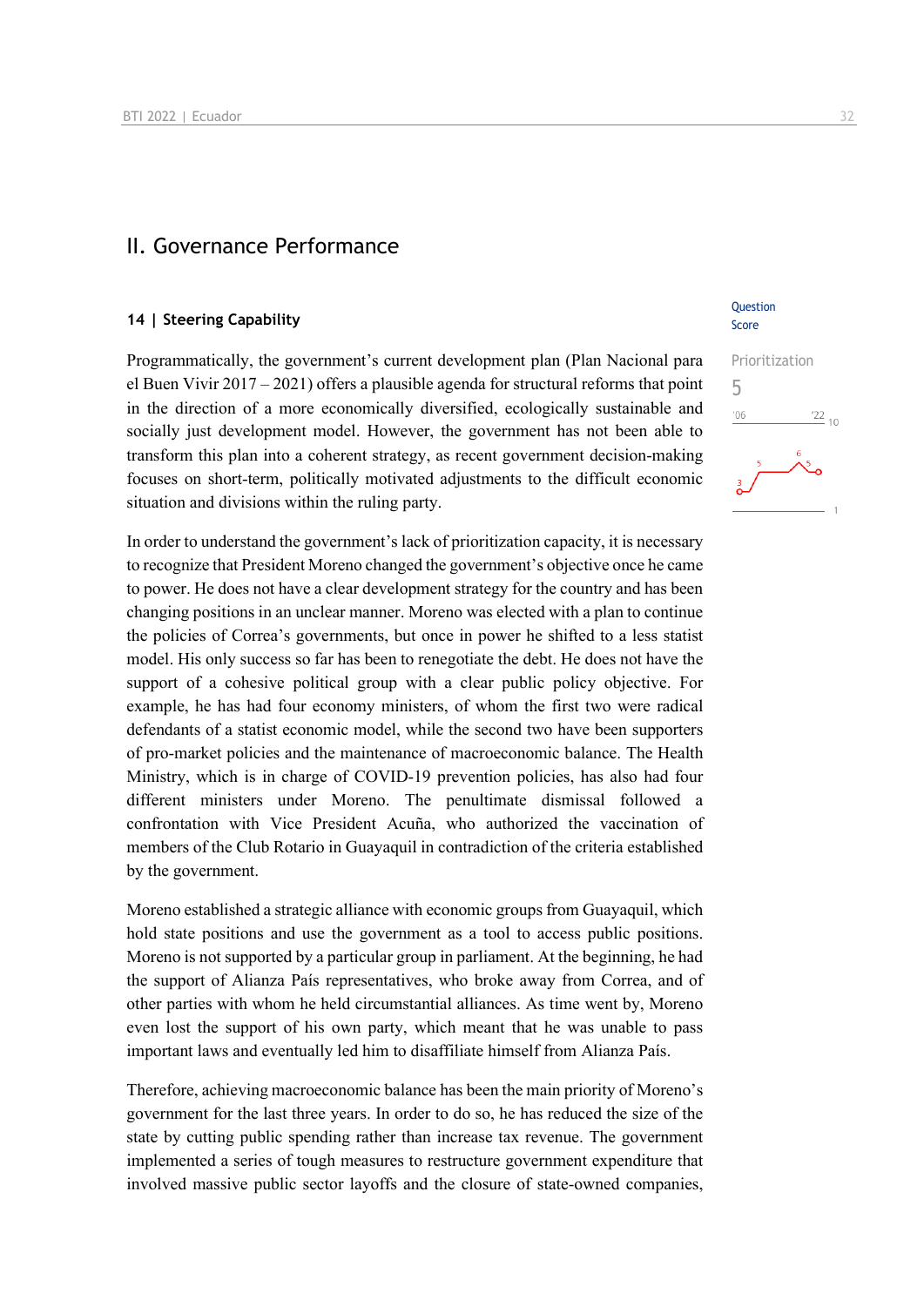## II. Governance Performance

### 14 | Steering Capability

Question Score

Prioritization
5

Programmatically, the government's current development plan (Plan Nacional para el Buen Vivir 2017 – 2021) offers a plausible agenda for structural reforms that point in the direction of a more economically diversified, ecologically sustainable and socially just development model. However, the government has not been able to transform this plan into a coherent strategy, as recent government decision-making focuses on short-term, politically motivated adjustments to the difficult economic situation and divisions within the ruling party.

In order to understand the government's lack of prioritization capacity, it is necessary to recognize that President Moreno changed the government's objective once he came to power. He does not have a clear development strategy for the country and has been changing positions in an unclear manner. Moreno was elected with a plan to continue the policies of Correa's governments, but once in power he shifted to a less statist model. His only success so far has been to renegotiate the debt. He does not have the support of a cohesive political group with a clear public policy objective. For example, he has had four economy ministers, of whom the first two were radical defendants of a statist economic model, while the second two have been supporters of pro-market policies and the maintenance of macroeconomic balance. The Health Ministry, which is in charge of COVID-19 prevention policies, has also had four different ministers under Moreno. The penultimate dismissal followed a confrontation with Vice President Acuña, who authorized the vaccination of members of the Club Rotario in Guayaquil in contradiction of the criteria established by the government.

Moreno established a strategic alliance with economic groups from Guayaquil, which hold state positions and use the government as a tool to access public positions. Moreno is not supported by a particular group in parliament. At the beginning, he had the support of Alianza País representatives, who broke away from Correa, and of other parties with whom he held circumstantial alliances. As time went by, Moreno even lost the support of his own party, which meant that he was unable to pass important laws and eventually led him to disaffiliate himself from Alianza País.

Therefore, achieving macroeconomic balance has been the main priority of Moreno's government for the last three years. In order to do so, he has reduced the size of the state by cutting public spending rather than increase tax revenue. The government implemented a series of tough measures to restructure government expenditure that involved massive public sector layoffs and the closure of state-owned companies,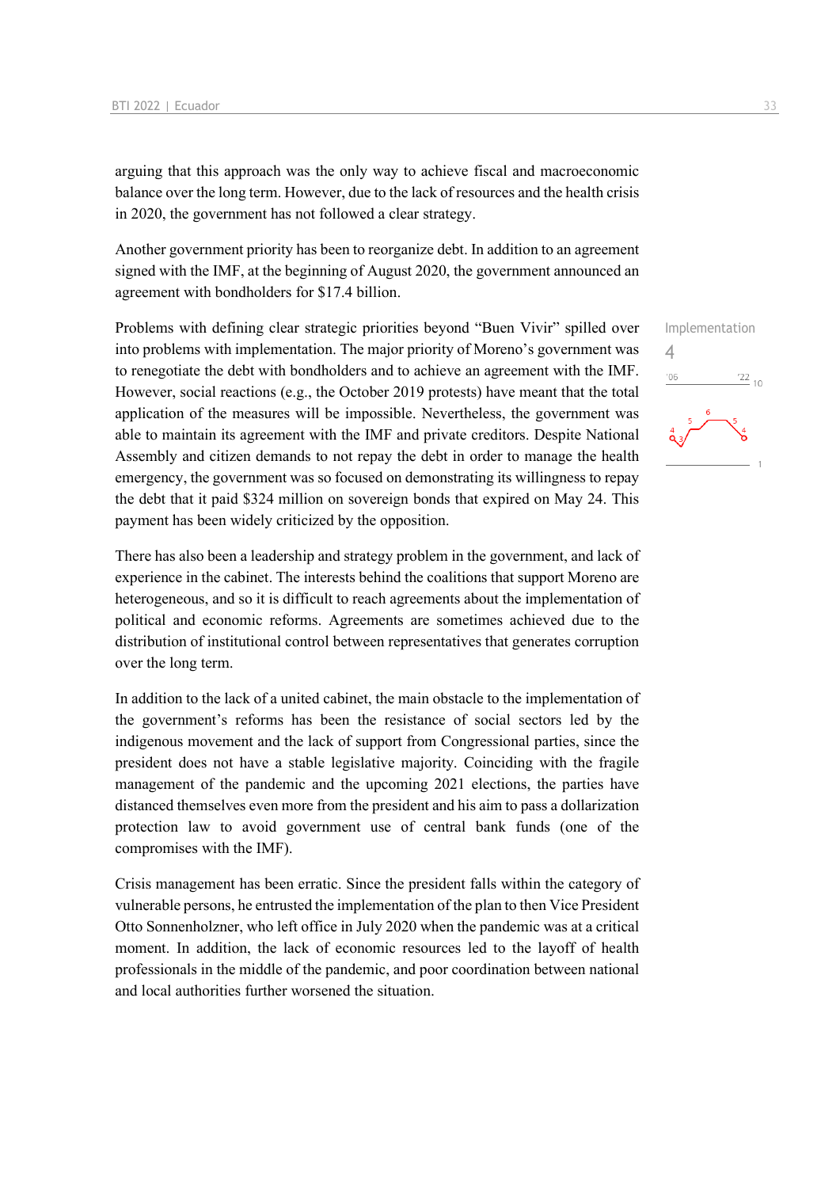arguing that this approach was the only way to achieve fiscal and macroeconomic balance over the long term. However, due to the lack of resources and the health crisis in 2020, the government has not followed a clear strategy.

Another government priority has been to reorganize debt. In addition to an agreement signed with the IMF, at the beginning of August 2020, the government announced an agreement with bondholders for $17.4 billion.

Implementation
4

Problems with defining clear strategic priorities beyond "Buen Vivir" spilled over into problems with implementation. The major priority of Moreno's government was to renegotiate the debt with bondholders and to achieve an agreement with the IMF. However, social reactions (e.g., the October 2019 protests) have meant that the total application of the measures will be impossible. Nevertheless, the government was able to maintain its agreement with the IMF and private creditors. Despite National Assembly and citizen demands to not repay the debt in order to manage the health emergency, the government was so focused on demonstrating its willingness to repay the debt that it paid $324 million on sovereign bonds that expired on May 24. This payment has been widely criticized by the opposition.

There has also been a leadership and strategy problem in the government, and lack of experience in the cabinet. The interests behind the coalitions that support Moreno are heterogeneous, and so it is difficult to reach agreements about the implementation of political and economic reforms. Agreements are sometimes achieved due to the distribution of institutional control between representatives that generates corruption over the long term.

In addition to the lack of a united cabinet, the main obstacle to the implementation of the government's reforms has been the resistance of social sectors led by the indigenous movement and the lack of support from Congressional parties, since the president does not have a stable legislative majority. Coinciding with the fragile management of the pandemic and the upcoming 2021 elections, the parties have distanced themselves even more from the president and his aim to pass a dollarization protection law to avoid government use of central bank funds (one of the compromises with the IMF).

Crisis management has been erratic. Since the president falls within the category of vulnerable persons, he entrusted the implementation of the plan to then Vice President Otto Sonnenholzner, who left office in July 2020 when the pandemic was at a critical moment. In addition, the lack of economic resources led to the layoff of health professionals in the middle of the pandemic, and poor coordination between national and local authorities further worsened the situation.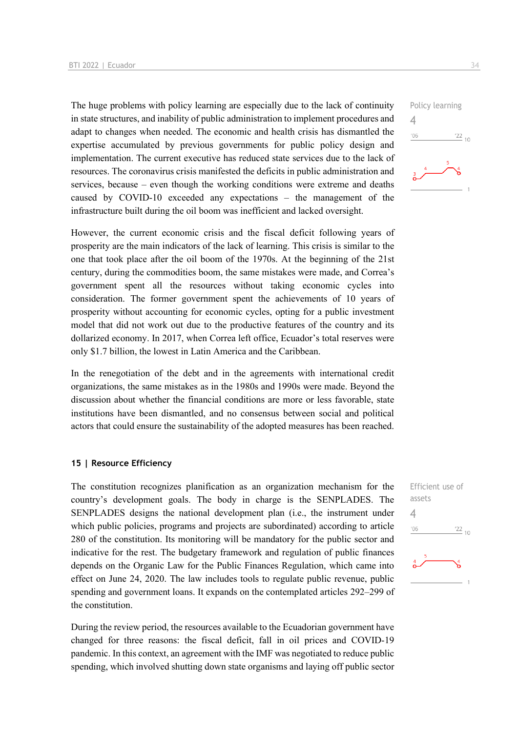The huge problems with policy learning are especially due to the lack of continuity in state structures, and inability of public administration to implement procedures and adapt to changes when needed. The economic and health crisis has dismantled the expertise accumulated by previous governments for public policy design and implementation. The current executive has reduced state services due to the lack of resources. The coronavirus crisis manifested the deficits in public administration and services, because – even though the working conditions were extreme and deaths caused by COVID-10 exceeded any expectations – the management of the infrastructure built during the oil boom was inefficient and lacked oversight.

Policy learning
4

However, the current economic crisis and the fiscal deficit following years of prosperity are the main indicators of the lack of learning. This crisis is similar to the one that took place after the oil boom of the 1970s. At the beginning of the 21st century, during the commodities boom, the same mistakes were made, and Correa's government spent all the resources without taking economic cycles into consideration. The former government spent the achievements of 10 years of prosperity without accounting for economic cycles, opting for a public investment model that did not work out due to the productive features of the country and its dollarized economy. In 2017, when Correa left office, Ecuador's total reserves were only $1.7 billion, the lowest in Latin America and the Caribbean.

In the renegotiation of the debt and in the agreements with international credit organizations, the same mistakes as in the 1980s and 1990s were made. Beyond the discussion about whether the financial conditions are more or less favorable, state institutions have been dismantled, and no consensus between social and political actors that could ensure the sustainability of the adopted measures has been reached.

## 15 | Resource Efficiency

The constitution recognizes planification as an organization mechanism for the country's development goals. The body in charge is the SENPLADES. The SENPLADES designs the national development plan (i.e., the instrument under which public policies, programs and projects are subordinated) according to article 280 of the constitution. Its monitoring will be mandatory for the public sector and indicative for the rest. The budgetary framework and regulation of public finances depends on the Organic Law for the Public Finances Regulation, which came into effect on June 24, 2020. The law includes tools to regulate public revenue, public spending and government loans. It expands on the contemplated articles 292–299 of the constitution.

Efficient use of assets
4

During the review period, the resources available to the Ecuadorian government have changed for three reasons: the fiscal deficit, fall in oil prices and COVID-19 pandemic. In this context, an agreement with the IMF was negotiated to reduce public spending, which involved shutting down state organisms and laying off public sector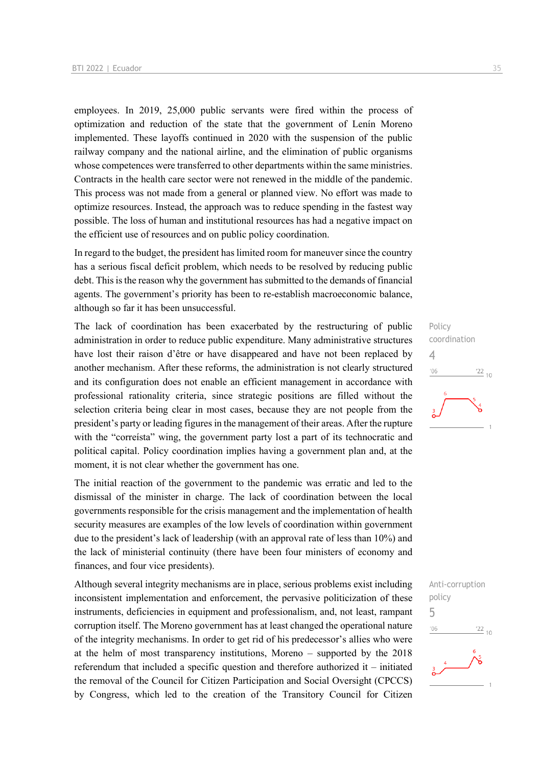employees. In 2019, 25,000 public servants were fired within the process of optimization and reduction of the state that the government of Lenín Moreno implemented. These layoffs continued in 2020 with the suspension of the public railway company and the national airline, and the elimination of public organisms whose competences were transferred to other departments within the same ministries. Contracts in the health care sector were not renewed in the middle of the pandemic. This process was not made from a general or planned view. No effort was made to optimize resources. Instead, the approach was to reduce spending in the fastest way possible. The loss of human and institutional resources has had a negative impact on the efficient use of resources and on public policy coordination.

In regard to the budget, the president has limited room for maneuver since the country has a serious fiscal deficit problem, which needs to be resolved by reducing public debt. This is the reason why the government has submitted to the demands of financial agents. The government's priority has been to re-establish macroeconomic balance, although so far it has been unsuccessful.

Policy coordination
4

The lack of coordination has been exacerbated by the restructuring of public administration in order to reduce public expenditure. Many administrative structures have lost their raison d'être or have disappeared and have not been replaced by another mechanism. After these reforms, the administration is not clearly structured and its configuration does not enable an efficient management in accordance with professional rationality criteria, since strategic positions are filled without the selection criteria being clear in most cases, because they are not people from the president's party or leading figures in the management of their areas. After the rupture with the "correísta" wing, the government party lost a part of its technocratic and political capital. Policy coordination implies having a government plan and, at the moment, it is not clear whether the government has one.

The initial reaction of the government to the pandemic was erratic and led to the dismissal of the minister in charge. The lack of coordination between the local governments responsible for the crisis management and the implementation of health security measures are examples of the low levels of coordination within government due to the president's lack of leadership (with an approval rate of less than 10%) and the lack of ministerial continuity (there have been four ministers of economy and finances, and four vice presidents).

Anti-corruption policy
5

Although several integrity mechanisms are in place, serious problems exist including inconsistent implementation and enforcement, the pervasive politicization of these instruments, deficiencies in equipment and professionalism, and, not least, rampant corruption itself. The Moreno government has at least changed the operational nature of the integrity mechanisms. In order to get rid of his predecessor's allies who were at the helm of most transparency institutions, Moreno – supported by the 2018 referendum that included a specific question and therefore authorized it – initiated the removal of the Council for Citizen Participation and Social Oversight (CPCCS) by Congress, which led to the creation of the Transitory Council for Citizen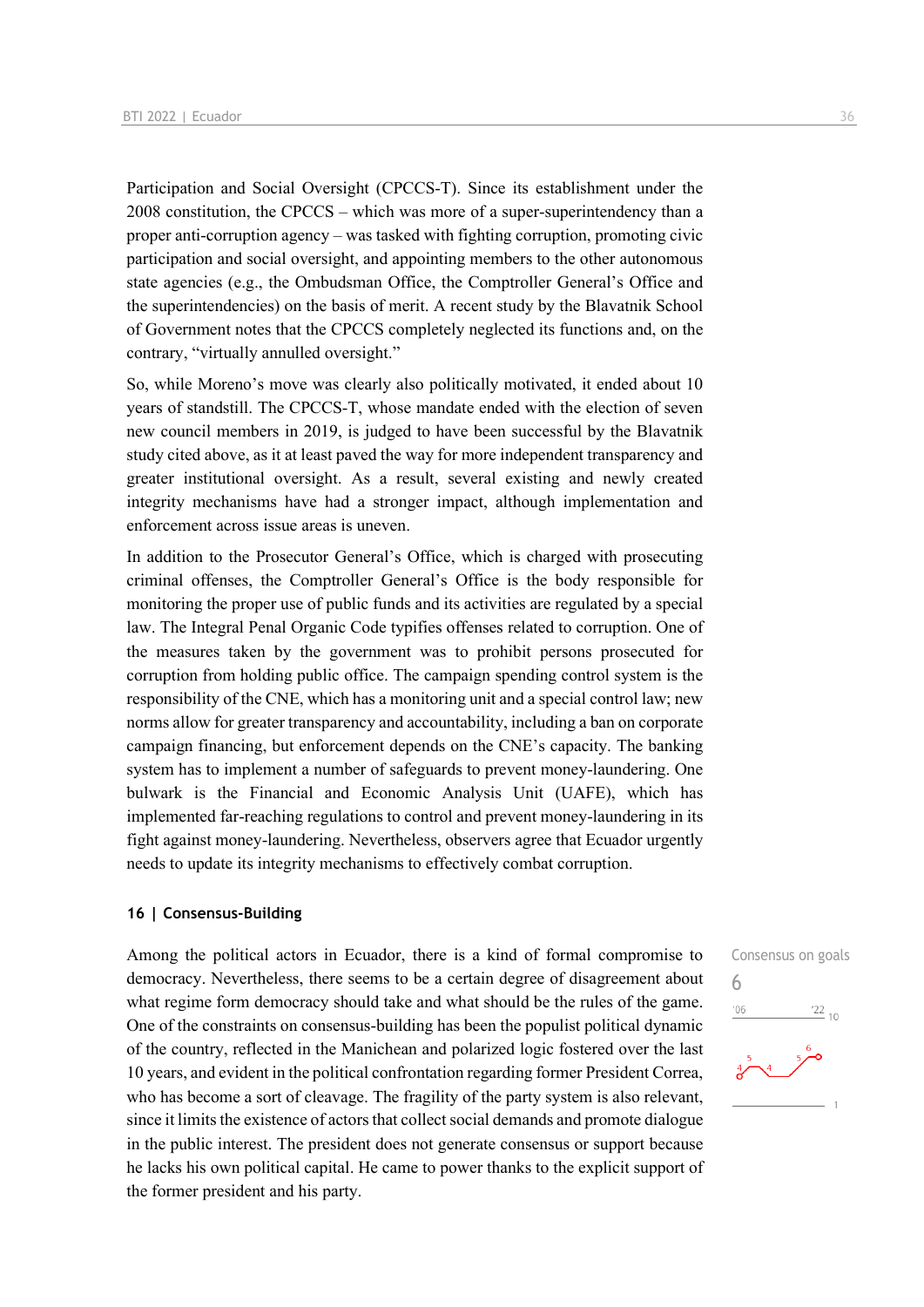Participation and Social Oversight (CPCCS-T). Since its establishment under the 2008 constitution, the CPCCS – which was more of a super-superintendency than a proper anti-corruption agency – was tasked with fighting corruption, promoting civic participation and social oversight, and appointing members to the other autonomous state agencies (e.g., the Ombudsman Office, the Comptroller General's Office and the superintendencies) on the basis of merit. A recent study by the Blavatnik School of Government notes that the CPCCS completely neglected its functions and, on the contrary, "virtually annulled oversight."

So, while Moreno's move was clearly also politically motivated, it ended about 10 years of standstill. The CPCCS-T, whose mandate ended with the election of seven new council members in 2019, is judged to have been successful by the Blavatnik study cited above, as it at least paved the way for more independent transparency and greater institutional oversight. As a result, several existing and newly created integrity mechanisms have had a stronger impact, although implementation and enforcement across issue areas is uneven.

In addition to the Prosecutor General's Office, which is charged with prosecuting criminal offenses, the Comptroller General's Office is the body responsible for monitoring the proper use of public funds and its activities are regulated by a special law. The Integral Penal Organic Code typifies offenses related to corruption. One of the measures taken by the government was to prohibit persons prosecuted for corruption from holding public office. The campaign spending control system is the responsibility of the CNE, which has a monitoring unit and a special control law; new norms allow for greater transparency and accountability, including a ban on corporate campaign financing, but enforcement depends on the CNE's capacity. The banking system has to implement a number of safeguards to prevent money-laundering. One bulwark is the Financial and Economic Analysis Unit (UAFE), which has implemented far-reaching regulations to control and prevent money-laundering in its fight against money-laundering. Nevertheless, observers agree that Ecuador urgently needs to update its integrity mechanisms to effectively combat corruption.

## 16 | Consensus-Building

Consensus on goals
6

Among the political actors in Ecuador, there is a kind of formal compromise to democracy. Nevertheless, there seems to be a certain degree of disagreement about what regime form democracy should take and what should be the rules of the game. One of the constraints on consensus-building has been the populist political dynamic of the country, reflected in the Manichean and polarized logic fostered over the last 10 years, and evident in the political confrontation regarding former President Correa, who has become a sort of cleavage. The fragility of the party system is also relevant, since it limits the existence of actors that collect social demands and promote dialogue in the public interest. The president does not generate consensus or support because he lacks his own political capital. He came to power thanks to the explicit support of the former president and his party.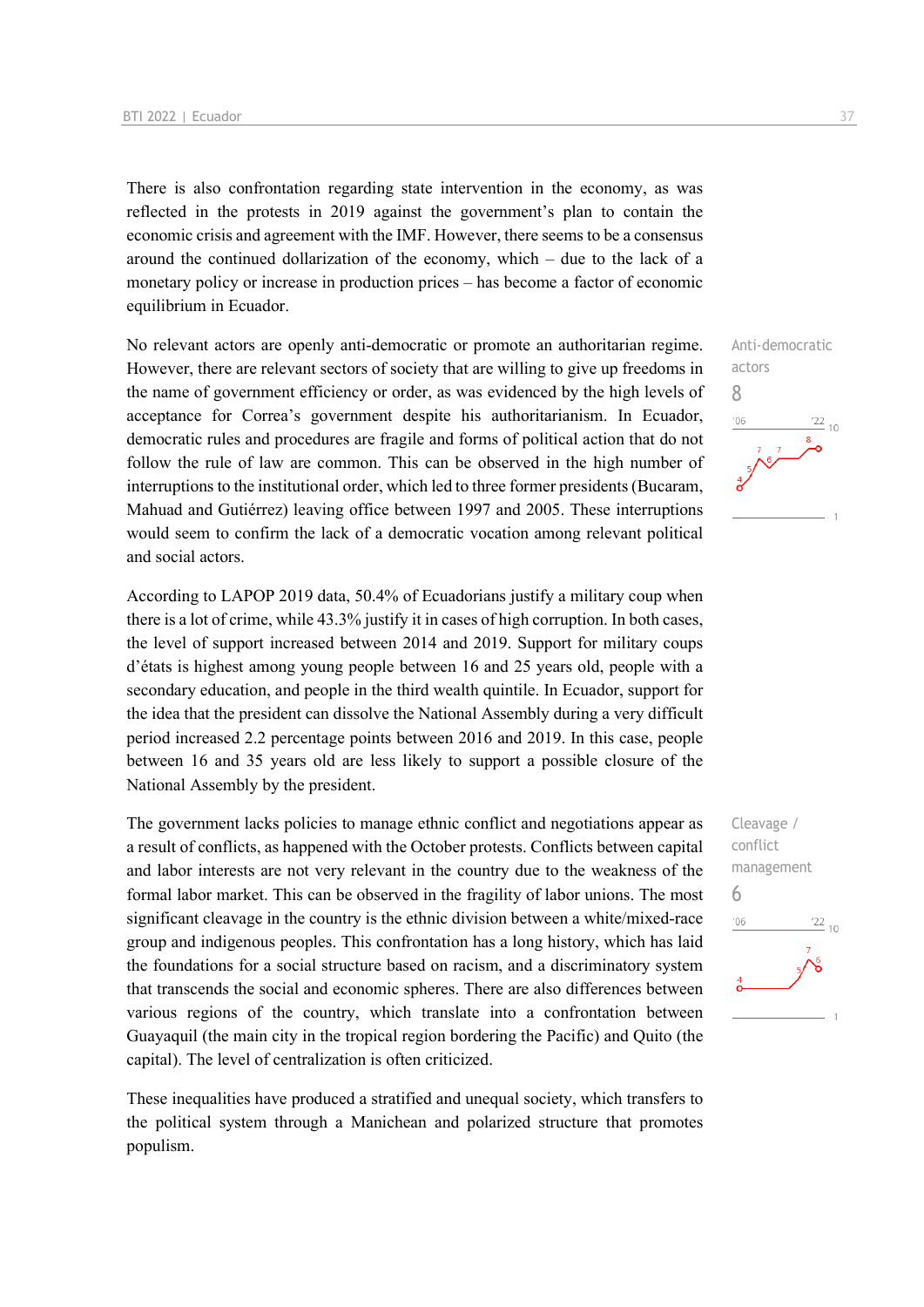There is also confrontation regarding state intervention in the economy, as was reflected in the protests in 2019 against the government's plan to contain the economic crisis and agreement with the IMF. However, there seems to be a consensus around the continued dollarization of the economy, which – due to the lack of a monetary policy or increase in production prices – has become a factor of economic equilibrium in Ecuador.

Anti-democratic actors
8

No relevant actors are openly anti-democratic or promote an authoritarian regime. However, there are relevant sectors of society that are willing to give up freedoms in the name of government efficiency or order, as was evidenced by the high levels of acceptance for Correa's government despite his authoritarianism. In Ecuador, democratic rules and procedures are fragile and forms of political action that do not follow the rule of law are common. This can be observed in the high number of interruptions to the institutional order, which led to three former presidents (Bucaram, Mahuad and Gutiérrez) leaving office between 1997 and 2005. These interruptions would seem to confirm the lack of a democratic vocation among relevant political and social actors.

According to LAPOP 2019 data, 50.4% of Ecuadorians justify a military coup when there is a lot of crime, while 43.3% justify it in cases of high corruption. In both cases, the level of support increased between 2014 and 2019. Support for military coups d'états is highest among young people between 16 and 25 years old, people with a secondary education, and people in the third wealth quintile. In Ecuador, support for the idea that the president can dissolve the National Assembly during a very difficult period increased 2.2 percentage points between 2016 and 2019. In this case, people between 16 and 35 years old are less likely to support a possible closure of the National Assembly by the president.

Cleavage / conflict management
6

The government lacks policies to manage ethnic conflict and negotiations appear as a result of conflicts, as happened with the October protests. Conflicts between capital and labor interests are not very relevant in the country due to the weakness of the formal labor market. This can be observed in the fragility of labor unions. The most significant cleavage in the country is the ethnic division between a white/mixed-race group and indigenous peoples. This confrontation has a long history, which has laid the foundations for a social structure based on racism, and a discriminatory system that transcends the social and economic spheres. There are also differences between various regions of the country, which translate into a confrontation between Guayaquil (the main city in the tropical region bordering the Pacific) and Quito (the capital). The level of centralization is often criticized.

These inequalities have produced a stratified and unequal society, which transfers to the political system through a Manichean and polarized structure that promotes populism.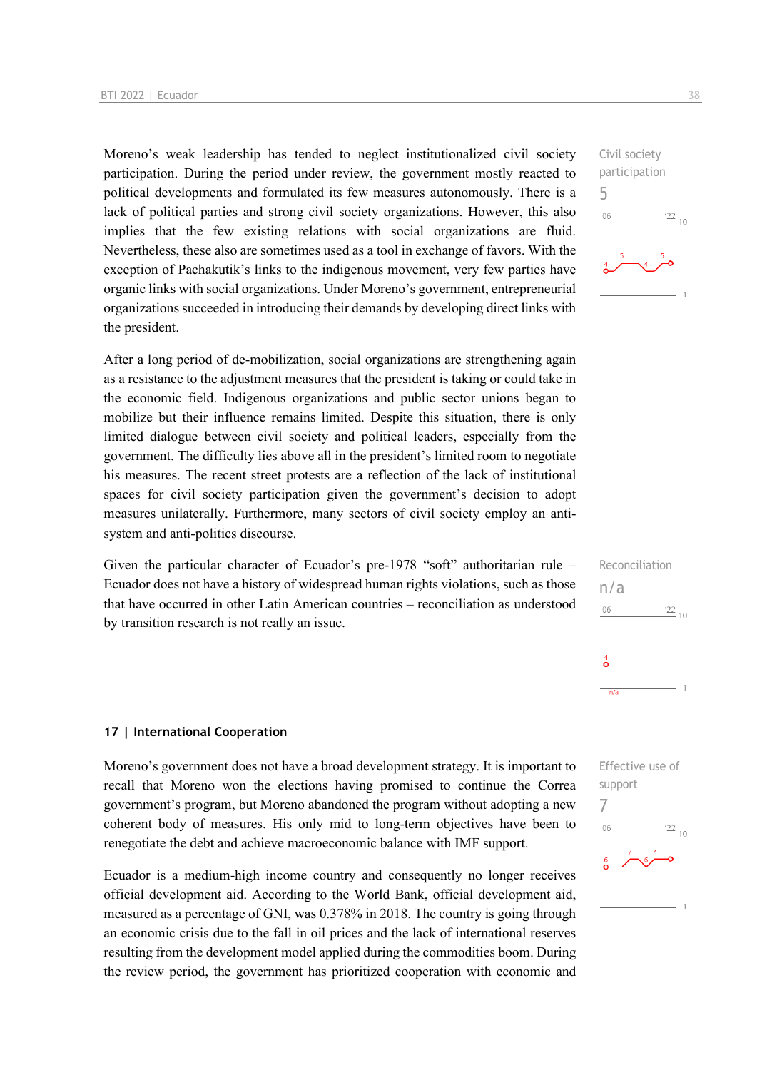Moreno's weak leadership has tended to neglect institutionalized civil society participation. During the period under review, the government mostly reacted to political developments and formulated its few measures autonomously. There is a lack of political parties and strong civil society organizations. However, this also implies that the few existing relations with social organizations are fluid. Nevertheless, these also are sometimes used as a tool in exchange of favors. With the exception of Pachakutik's links to the indigenous movement, very few parties have organic links with social organizations. Under Moreno's government, entrepreneurial organizations succeeded in introducing their demands by developing direct links with the president.

Civil society participation
5

After a long period of de-mobilization, social organizations are strengthening again as a resistance to the adjustment measures that the president is taking or could take in the economic field. Indigenous organizations and public sector unions began to mobilize but their influence remains limited. Despite this situation, there is only limited dialogue between civil society and political leaders, especially from the government. The difficulty lies above all in the president's limited room to negotiate his measures. The recent street protests are a reflection of the lack of institutional spaces for civil society participation given the government's decision to adopt measures unilaterally. Furthermore, many sectors of civil society employ an anti-system and anti-politics discourse.

Given the particular character of Ecuador's pre-1978 "soft" authoritarian rule – Ecuador does not have a history of widespread human rights violations, such as those that have occurred in other Latin American countries – reconciliation as understood by transition research is not really an issue.

Reconciliation
n/a

## 17 | International Cooperation

Moreno's government does not have a broad development strategy. It is important to recall that Moreno won the elections having promised to continue the Correa government's program, but Moreno abandoned the program without adopting a new coherent body of measures. His only mid to long-term objectives have been to renegotiate the debt and achieve macroeconomic balance with IMF support.

Effective use of support
7

Ecuador is a medium-high income country and consequently no longer receives official development aid. According to the World Bank, official development aid, measured as a percentage of GNI, was 0.378% in 2018. The country is going through an economic crisis due to the fall in oil prices and the lack of international reserves resulting from the development model applied during the commodities boom. During the review period, the government has prioritized cooperation with economic and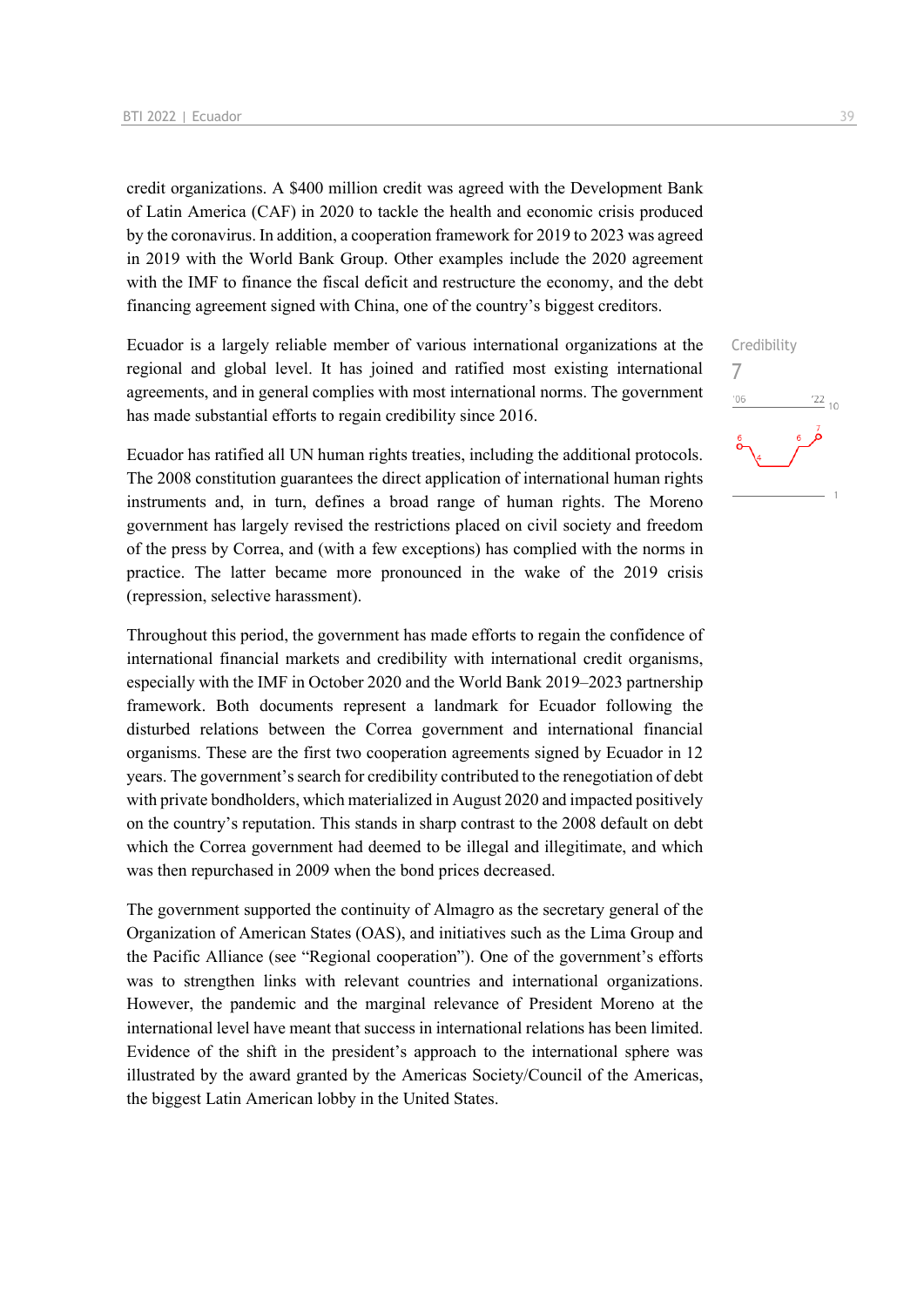credit organizations. A $400 million credit was agreed with the Development Bank of Latin America (CAF) in 2020 to tackle the health and economic crisis produced by the coronavirus. In addition, a cooperation framework for 2019 to 2023 was agreed in 2019 with the World Bank Group. Other examples include the 2020 agreement with the IMF to finance the fiscal deficit and restructure the economy, and the debt financing agreement signed with China, one of the country's biggest creditors.

Credibility
7

Ecuador is a largely reliable member of various international organizations at the regional and global level. It has joined and ratified most existing international agreements, and in general complies with most international norms. The government has made substantial efforts to regain credibility since 2016.

Ecuador has ratified all UN human rights treaties, including the additional protocols. The 2008 constitution guarantees the direct application of international human rights instruments and, in turn, defines a broad range of human rights. The Moreno government has largely revised the restrictions placed on civil society and freedom of the press by Correa, and (with a few exceptions) has complied with the norms in practice. The latter became more pronounced in the wake of the 2019 crisis (repression, selective harassment).

Throughout this period, the government has made efforts to regain the confidence of international financial markets and credibility with international credit organisms, especially with the IMF in October 2020 and the World Bank 2019–2023 partnership framework. Both documents represent a landmark for Ecuador following the disturbed relations between the Correa government and international financial organisms. These are the first two cooperation agreements signed by Ecuador in 12 years. The government's search for credibility contributed to the renegotiation of debt with private bondholders, which materialized in August 2020 and impacted positively on the country's reputation. This stands in sharp contrast to the 2008 default on debt which the Correa government had deemed to be illegal and illegitimate, and which was then repurchased in 2009 when the bond prices decreased.

The government supported the continuity of Almagro as the secretary general of the Organization of American States (OAS), and initiatives such as the Lima Group and the Pacific Alliance (see "Regional cooperation"). One of the government's efforts was to strengthen links with relevant countries and international organizations. However, the pandemic and the marginal relevance of President Moreno at the international level have meant that success in international relations has been limited. Evidence of the shift in the president's approach to the international sphere was illustrated by the award granted by the Americas Society/Council of the Americas, the biggest Latin American lobby in the United States.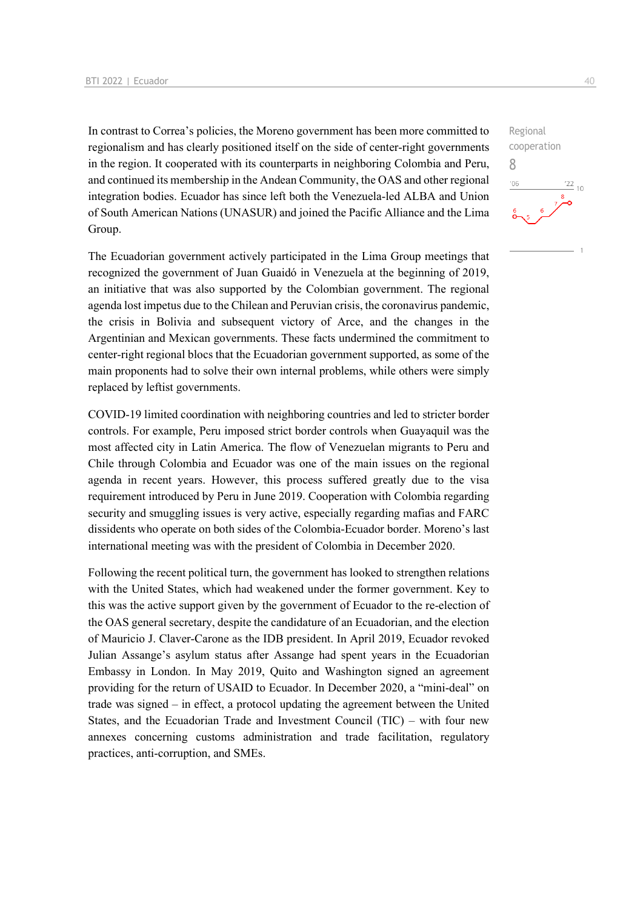Regional cooperation
8

In contrast to Correa's policies, the Moreno government has been more committed to regionalism and has clearly positioned itself on the side of center-right governments in the region. It cooperated with its counterparts in neighboring Colombia and Peru, and continued its membership in the Andean Community, the OAS and other regional integration bodies. Ecuador has since left both the Venezuela-led ALBA and Union of South American Nations (UNASUR) and joined the Pacific Alliance and the Lima Group.

The Ecuadorian government actively participated in the Lima Group meetings that recognized the government of Juan Guaidó in Venezuela at the beginning of 2019, an initiative that was also supported by the Colombian government. The regional agenda lost impetus due to the Chilean and Peruvian crisis, the coronavirus pandemic, the crisis in Bolivia and subsequent victory of Arce, and the changes in the Argentinian and Mexican governments. These facts undermined the commitment to center-right regional blocs that the Ecuadorian government supported, as some of the main proponents had to solve their own internal problems, while others were simply replaced by leftist governments.

COVID-19 limited coordination with neighboring countries and led to stricter border controls. For example, Peru imposed strict border controls when Guayaquil was the most affected city in Latin America. The flow of Venezuelan migrants to Peru and Chile through Colombia and Ecuador was one of the main issues on the regional agenda in recent years. However, this process suffered greatly due to the visa requirement introduced by Peru in June 2019. Cooperation with Colombia regarding security and smuggling issues is very active, especially regarding mafias and FARC dissidents who operate on both sides of the Colombia-Ecuador border. Moreno's last international meeting was with the president of Colombia in December 2020.

Following the recent political turn, the government has looked to strengthen relations with the United States, which had weakened under the former government. Key to this was the active support given by the government of Ecuador to the re-election of the OAS general secretary, despite the candidature of an Ecuadorian, and the election of Mauricio J. Claver-Carone as the IDB president. In April 2019, Ecuador revoked Julian Assange's asylum status after Assange had spent years in the Ecuadorian Embassy in London. In May 2019, Quito and Washington signed an agreement providing for the return of USAID to Ecuador. In December 2020, a "mini-deal" on trade was signed – in effect, a protocol updating the agreement between the United States, and the Ecuadorian Trade and Investment Council (TIC) – with four new annexes concerning customs administration and trade facilitation, regulatory practices, anti-corruption, and SMEs.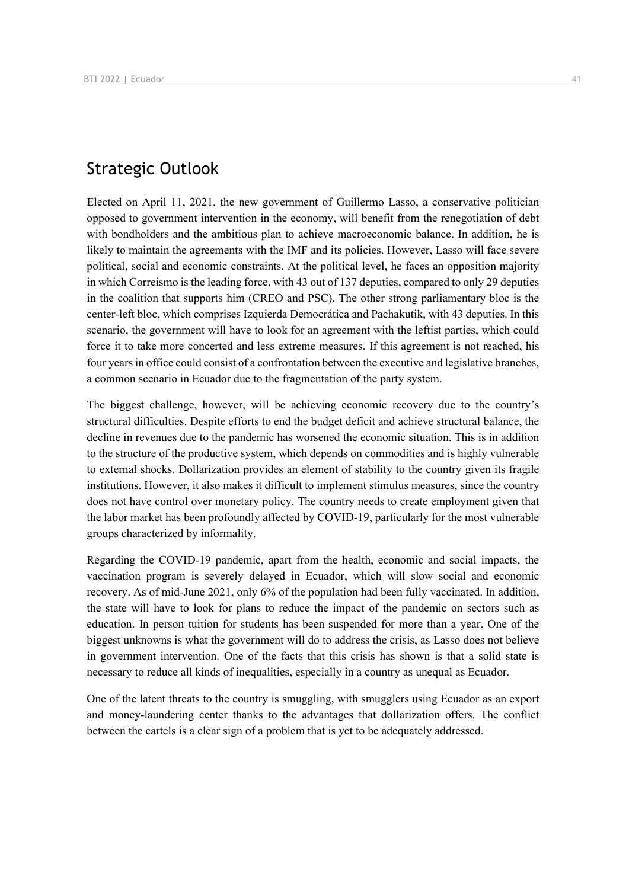## Strategic Outlook

Elected on April 11, 2021, the new government of Guillermo Lasso, a conservative politician opposed to government intervention in the economy, will benefit from the renegotiation of debt with bondholders and the ambitious plan to achieve macroeconomic balance. In addition, he is likely to maintain the agreements with the IMF and its policies. However, Lasso will face severe political, social and economic constraints. At the political level, he faces an opposition majority in which Correismo is the leading force, with 43 out of 137 deputies, compared to only 29 deputies in the coalition that supports him (CREO and PSC). The other strong parliamentary bloc is the center-left bloc, which comprises Izquierda Democrática and Pachakutik, with 43 deputies. In this scenario, the government will have to look for an agreement with the leftist parties, which could force it to take more concerted and less extreme measures. If this agreement is not reached, his four years in office could consist of a confrontation between the executive and legislative branches, a common scenario in Ecuador due to the fragmentation of the party system.

The biggest challenge, however, will be achieving economic recovery due to the country's structural difficulties. Despite efforts to end the budget deficit and achieve structural balance, the decline in revenues due to the pandemic has worsened the economic situation. This is in addition to the structure of the productive system, which depends on commodities and is highly vulnerable to external shocks. Dollarization provides an element of stability to the country given its fragile institutions. However, it also makes it difficult to implement stimulus measures, since the country does not have control over monetary policy. The country needs to create employment given that the labor market has been profoundly affected by COVID-19, particularly for the most vulnerable groups characterized by informality.

Regarding the COVID-19 pandemic, apart from the health, economic and social impacts, the vaccination program is severely delayed in Ecuador, which will slow social and economic recovery. As of mid-June 2021, only 6% of the population had been fully vaccinated. In addition, the state will have to look for plans to reduce the impact of the pandemic on sectors such as education. In person tuition for students has been suspended for more than a year. One of the biggest unknowns is what the government will do to address the crisis, as Lasso does not believe in government intervention. One of the facts that this crisis has shown is that a solid state is necessary to reduce all kinds of inequalities, especially in a country as unequal as Ecuador.

One of the latent threats to the country is smuggling, with smugglers using Ecuador as an export and money-laundering center thanks to the advantages that dollarization offers. The conflict between the cartels is a clear sign of a problem that is yet to be adequately addressed.